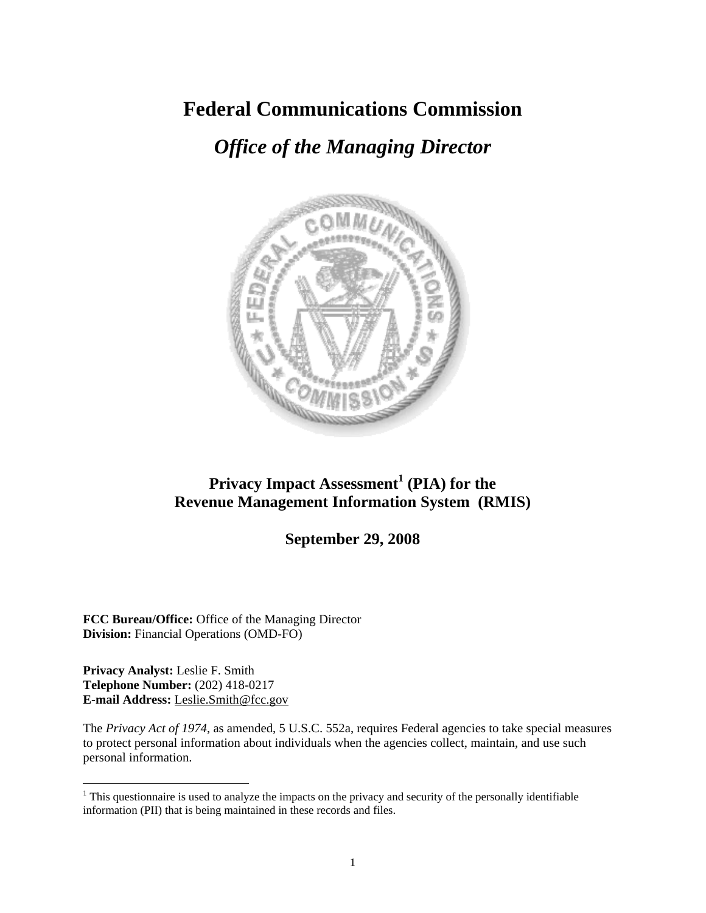# Federal Communications Commission

## *Office of the Managing Director*

**Privacy Impact Assessment[1] (PIA) for the Revenue Management Information System (RMIS)**

**September 29, 2008**

**FCC Bureau/Office:** Office of the Managing Director
**Division:** Financial Operations (OMD-FO)

**Privacy Analyst:** Leslie F. Smith
**Telephone Number:** (202) 418-0217
**E-mail Address:** Leslie.Smith@fcc.gov

The *Privacy Act of 1974*, as amended, 5 U.S.C. 552a, requires Federal agencies to take special measures to protect personal information about individuals when the agencies collect, maintain, and use such personal information.

[1] This questionnaire is used to analyze the impacts on the privacy and security of the personally identifiable information (PII) that is being maintained in these records and files.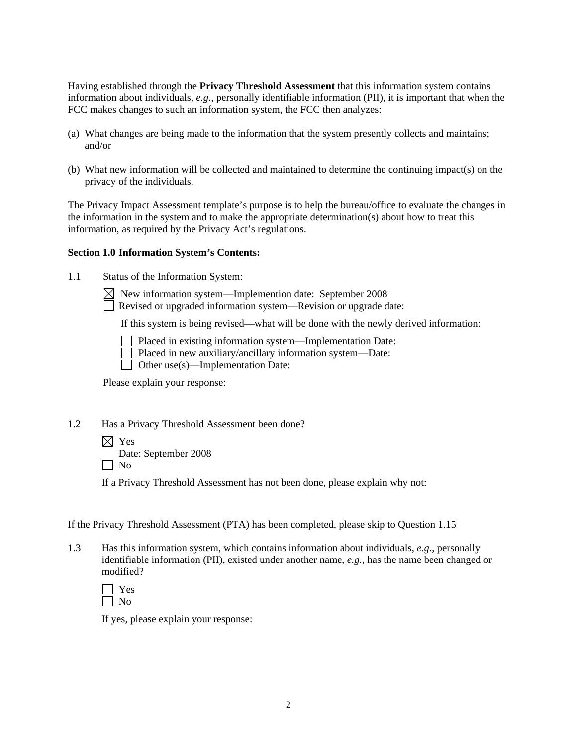Having established through the **Privacy Threshold Assessment** that this information system contains information about individuals, *e.g.*, personally identifiable information (PII), it is important that when the FCC makes changes to such an information system, the FCC then analyzes:

(a) What changes are being made to the information that the system presently collects and maintains; and/or

(b) What new information will be collected and maintained to determine the continuing impact(s) on the privacy of the individuals.

The Privacy Impact Assessment template's purpose is to help the bureau/office to evaluate the changes in the information in the system and to make the appropriate determination(s) about how to treat this information, as required by the Privacy Act's regulations.

**Section 1.0 Information System's Contents:**

1.1 Status of the Information System:

☒ New information system—Implemention date: September 2008
☐ Revised or upgraded information system—Revision or upgrade date:

If this system is being revised—what will be done with the newly derived information:

☐ Placed in existing information system—Implementation Date:
☐ Placed in new auxiliary/ancillary information system—Date:
☐ Other use(s)—Implementation Date:

Please explain your response:

1.2 Has a Privacy Threshold Assessment been done?

☒ Yes
Date: September 2008
☐ No

If a Privacy Threshold Assessment has not been done, please explain why not:

If the Privacy Threshold Assessment (PTA) has been completed, please skip to Question 1.15

1.3 Has this information system, which contains information about individuals, *e.g.*, personally identifiable information (PII), existed under another name, *e.g.*, has the name been changed or modified?

☐ Yes
☐ No

If yes, please explain your response: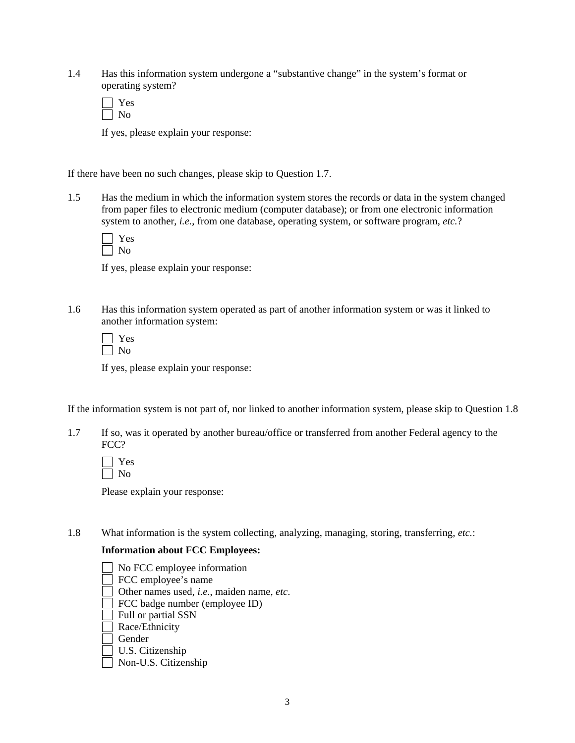1.4 Has this information system undergone a "substantive change" in the system's format or operating system?

☐ Yes
☐ No

If yes, please explain your response:

If there have been no such changes, please skip to Question 1.7.

1.5 Has the medium in which the information system stores the records or data in the system changed from paper files to electronic medium (computer database); or from one electronic information system to another, *i.e.*, from one database, operating system, or software program, *etc*.?

☐ Yes
☐ No

If yes, please explain your response:

1.6 Has this information system operated as part of another information system or was it linked to another information system:

☐ Yes
☐ No

If yes, please explain your response:

If the information system is not part of, nor linked to another information system, please skip to Question 1.8

1.7 If so, was it operated by another bureau/office or transferred from another Federal agency to the FCC?

☐ Yes
☐ No

Please explain your response:

1.8 What information is the system collecting, analyzing, managing, storing, transferring, *etc*.:

**Information about FCC Employees:**

☐ No FCC employee information
☐ FCC employee's name
☐ Other names used, *i.e.*, maiden name, *etc*.
☐ FCC badge number (employee ID)
☐ Full or partial SSN
☐ Race/Ethnicity
☐ Gender
☐ U.S. Citizenship
☐ Non-U.S. Citizenship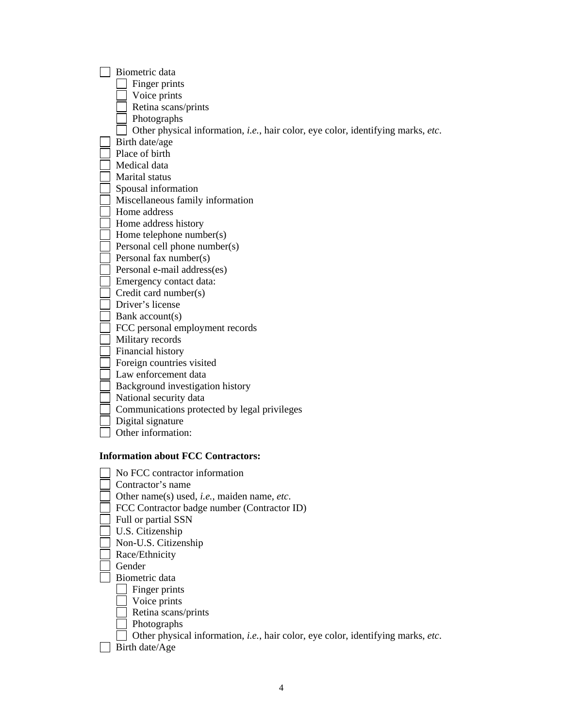- [ ] Biometric data
  - [ ] Finger prints
  - [ ] Voice prints
  - [ ] Retina scans/prints
  - [ ] Photographs
  - [ ] Other physical information, *i.e.*, hair color, eye color, identifying marks, *etc*.
- [ ] Birth date/age
- [ ] Place of birth
- [ ] Medical data
- [ ] Marital status
- [ ] Spousal information
- [ ] Miscellaneous family information
- [ ] Home address
- [ ] Home address history
- [ ] Home telephone number(s)
- [ ] Personal cell phone number(s)
- [ ] Personal fax number(s)
- [ ] Personal e-mail address(es)
- [ ] Emergency contact data:
- [ ] Credit card number(s)
- [ ] Driver's license
- [ ] Bank account(s)
- [ ] FCC personal employment records
- [ ] Military records
- [ ] Financial history
- [ ] Foreign countries visited
- [ ] Law enforcement data
- [ ] Background investigation history
- [ ] National security data
- [ ] Communications protected by legal privileges
- [ ] Digital signature
- [ ] Other information:

**Information about FCC Contractors:**

- [ ] No FCC contractor information
- [ ] Contractor's name
- [ ] Other name(s) used, *i.e.*, maiden name, *etc*.
- [ ] FCC Contractor badge number (Contractor ID)
- [ ] Full or partial SSN
- [ ] U.S. Citizenship
- [ ] Non-U.S. Citizenship
- [ ] Race/Ethnicity
- [ ] Gender
- [ ] Biometric data
  - [ ] Finger prints
  - [ ] Voice prints
  - [ ] Retina scans/prints
  - [ ] Photographs
  - [ ] Other physical information, *i.e.*, hair color, eye color, identifying marks, *etc*.
- [ ] Birth date/Age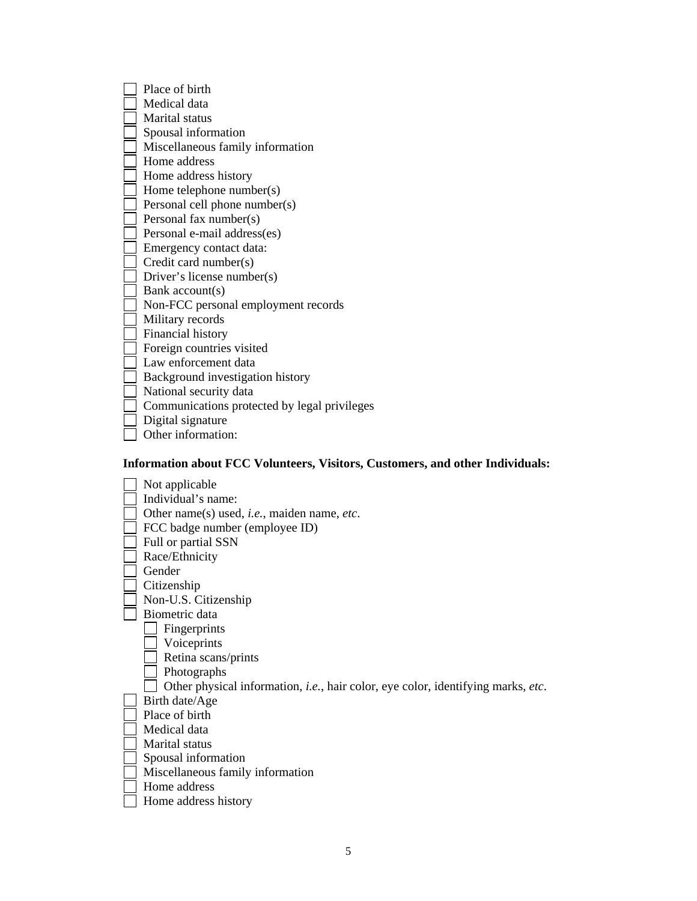- [ ] Place of birth
- [ ] Medical data
- [ ] Marital status
- [ ] Spousal information
- [ ] Miscellaneous family information
- [ ] Home address
- [ ] Home address history
- [ ] Home telephone number(s)
- [ ] Personal cell phone number(s)
- [ ] Personal fax number(s)
- [ ] Personal e-mail address(es)
- [ ] Emergency contact data:
- [ ] Credit card number(s)
- [ ] Driver's license number(s)
- [ ] Bank account(s)
- [ ] Non-FCC personal employment records
- [ ] Military records
- [ ] Financial history
- [ ] Foreign countries visited
- [ ] Law enforcement data
- [ ] Background investigation history
- [ ] National security data
- [ ] Communications protected by legal privileges
- [ ] Digital signature
- [ ] Other information:

**Information about FCC Volunteers, Visitors, Customers, and other Individuals:**

- [ ] Not applicable
- [ ] Individual's name:
- [ ] Other name(s) used, *i.e.*, maiden name, *etc*.
- [ ] FCC badge number (employee ID)
- [ ] Full or partial SSN
- [ ] Race/Ethnicity
- [ ] Gender
- [ ] Citizenship
- [ ] Non-U.S. Citizenship
- [ ] Biometric data
  - [ ] Fingerprints
  - [ ] Voiceprints
  - [ ] Retina scans/prints
  - [ ] Photographs
  - [ ] Other physical information, *i.e.*, hair color, eye color, identifying marks, *etc*.
- [ ] Birth date/Age
- [ ] Place of birth
- [ ] Medical data
- [ ] Marital status
- [ ] Spousal information
- [ ] Miscellaneous family information
- [ ] Home address
- [ ] Home address history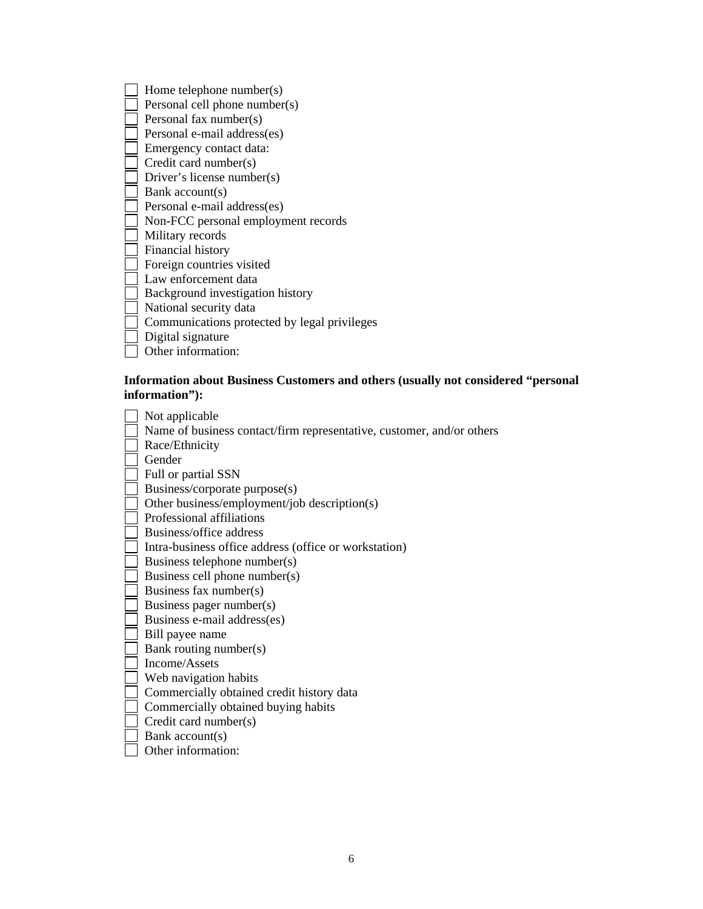- [ ] Home telephone number(s)
- [ ] Personal cell phone number(s)
- [ ] Personal fax number(s)
- [ ] Personal e-mail address(es)
- [ ] Emergency contact data:
- [ ] Credit card number(s)
- [ ] Driver's license number(s)
- [ ] Bank account(s)
- [ ] Personal e-mail address(es)
- [ ] Non-FCC personal employment records
- [ ] Military records
- [ ] Financial history
- [ ] Foreign countries visited
- [ ] Law enforcement data
- [ ] Background investigation history
- [ ] National security data
- [ ] Communications protected by legal privileges
- [ ] Digital signature
- [ ] Other information:

**Information about Business Customers and others (usually not considered "personal information"):**

- [ ] Not applicable
- [ ] Name of business contact/firm representative, customer, and/or others
- [ ] Race/Ethnicity
- [ ] Gender
- [ ] Full or partial SSN
- [ ] Business/corporate purpose(s)
- [ ] Other business/employment/job description(s)
- [ ] Professional affiliations
- [ ] Business/office address
- [ ] Intra-business office address (office or workstation)
- [ ] Business telephone number(s)
- [ ] Business cell phone number(s)
- [ ] Business fax number(s)
- [ ] Business pager number(s)
- [ ] Business e-mail address(es)
- [ ] Bill payee name
- [ ] Bank routing number(s)
- [ ] Income/Assets
- [ ] Web navigation habits
- [ ] Commercially obtained credit history data
- [ ] Commercially obtained buying habits
- [ ] Credit card number(s)
- [ ] Bank account(s)
- [ ] Other information: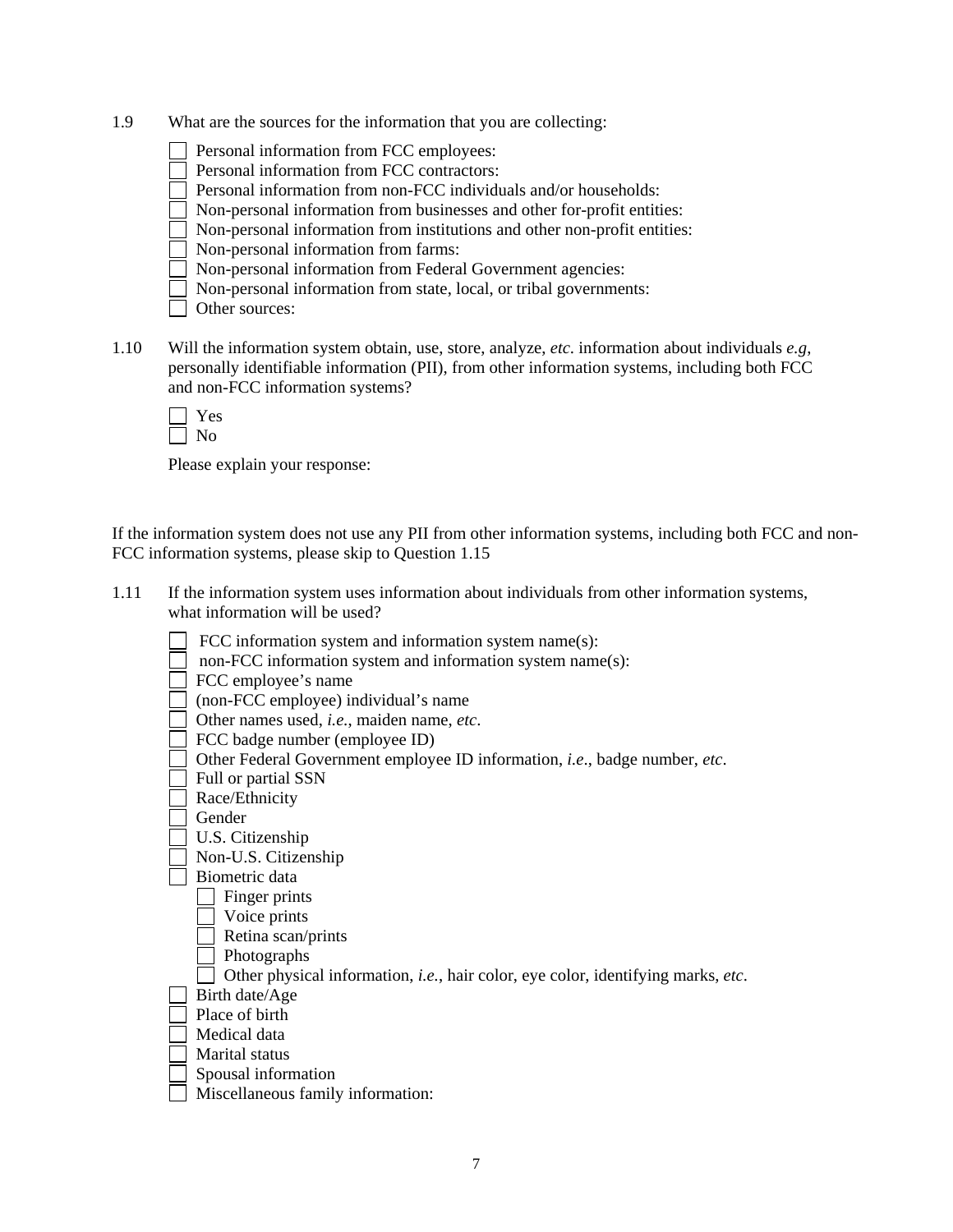1.9 What are the sources for the information that you are collecting:

- [ ] Personal information from FCC employees:
- [ ] Personal information from FCC contractors:
- [ ] Personal information from non-FCC individuals and/or households:
- [ ] Non-personal information from businesses and other for-profit entities:
- [ ] Non-personal information from institutions and other non-profit entities:
- [ ] Non-personal information from farms:
- [ ] Non-personal information from Federal Government agencies:
- [ ] Non-personal information from state, local, or tribal governments:
- [ ] Other sources:

1.10 Will the information system obtain, use, store, analyze, *etc*. information about individuals *e.g*, personally identifiable information (PII), from other information systems, including both FCC and non-FCC information systems?

- [ ] Yes
- [ ] No

Please explain your response:

If the information system does not use any PII from other information systems, including both FCC and non-FCC information systems, please skip to Question 1.15

1.11 If the information system uses information about individuals from other information systems, what information will be used?

- [ ] FCC information system and information system name(s):
- [ ] non-FCC information system and information system name(s):
- [ ] FCC employee's name
- [ ] (non-FCC employee) individual's name
- [ ] Other names used, *i.e.*, maiden name, *etc*.
- [ ] FCC badge number (employee ID)
- [ ] Other Federal Government employee ID information, *i.e*., badge number, *etc*.
- [ ] Full or partial SSN
- [ ] Race/Ethnicity
- [ ] Gender
- [ ] U.S. Citizenship
- [ ] Non-U.S. Citizenship
- [ ] Biometric data
  - [ ] Finger prints
  - [ ] Voice prints
  - [ ] Retina scan/prints
  - [ ] Photographs
  - [ ] Other physical information, *i.e.*, hair color, eye color, identifying marks, *etc*.
- [ ] Birth date/Age
- [ ] Place of birth
- [ ] Medical data
- [ ] Marital status
- [ ] Spousal information
- [ ] Miscellaneous family information: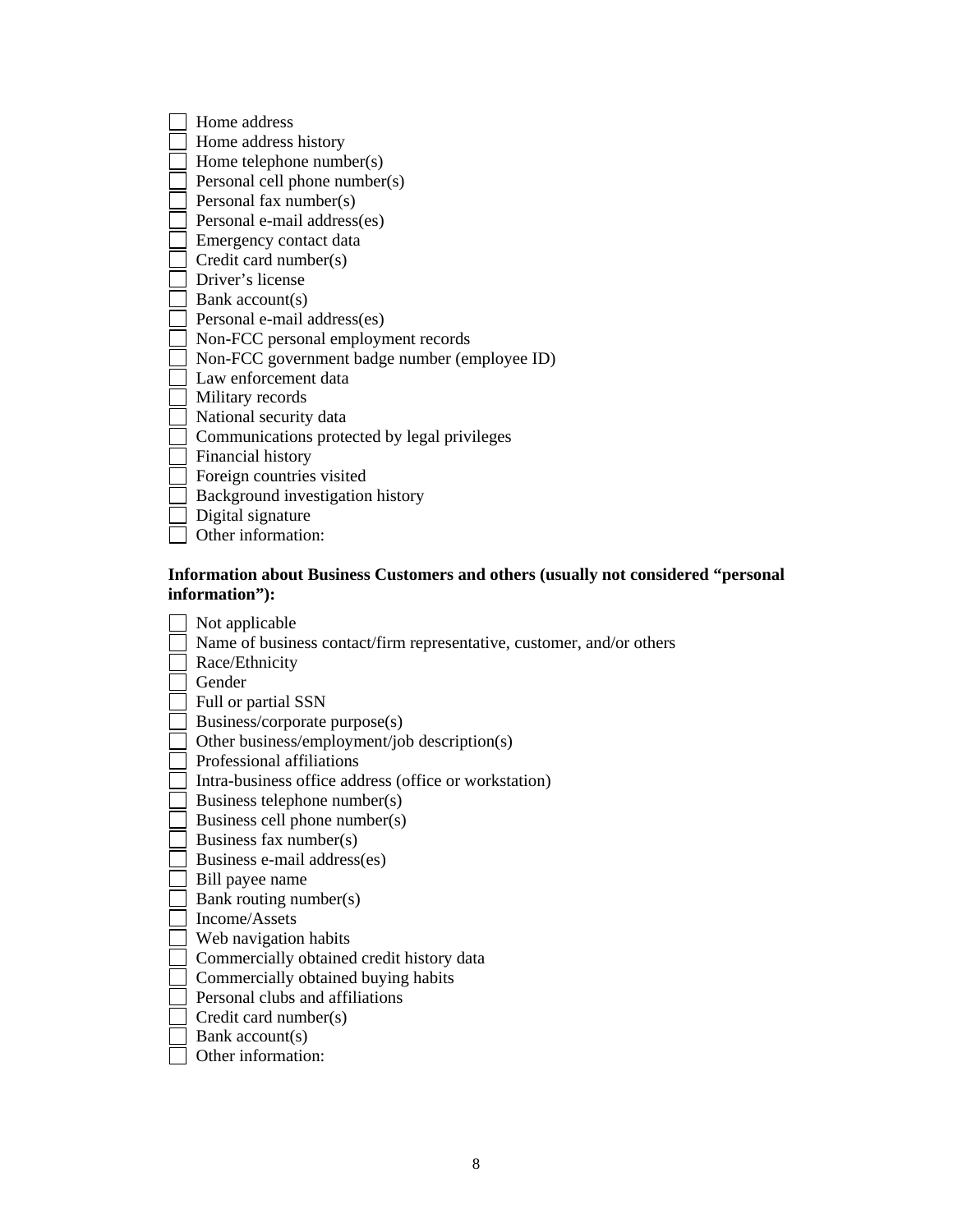- [ ] Home address
- [ ] Home address history
- [ ] Home telephone number(s)
- [ ] Personal cell phone number(s)
- [ ] Personal fax number(s)
- [ ] Personal e-mail address(es)
- [ ] Emergency contact data
- [ ] Credit card number(s)
- [ ] Driver's license
- [ ] Bank account(s)
- [ ] Personal e-mail address(es)
- [ ] Non-FCC personal employment records
- [ ] Non-FCC government badge number (employee ID)
- [ ] Law enforcement data
- [ ] Military records
- [ ] National security data
- [ ] Communications protected by legal privileges
- [ ] Financial history
- [ ] Foreign countries visited
- [ ] Background investigation history
- [ ] Digital signature
- [ ] Other information:

**Information about Business Customers and others (usually not considered "personal information"):**

- [ ] Not applicable
- [ ] Name of business contact/firm representative, customer, and/or others
- [ ] Race/Ethnicity
- [ ] Gender
- [ ] Full or partial SSN
- [ ] Business/corporate purpose(s)
- [ ] Other business/employment/job description(s)
- [ ] Professional affiliations
- [ ] Intra-business office address (office or workstation)
- [ ] Business telephone number(s)
- [ ] Business cell phone number(s)
- [ ] Business fax number(s)
- [ ] Business e-mail address(es)
- [ ] Bill payee name
- [ ] Bank routing number(s)
- [ ] Income/Assets
- [ ] Web navigation habits
- [ ] Commercially obtained credit history data
- [ ] Commercially obtained buying habits
- [ ] Personal clubs and affiliations
- [ ] Credit card number(s)
- [ ] Bank account(s)
- [ ] Other information: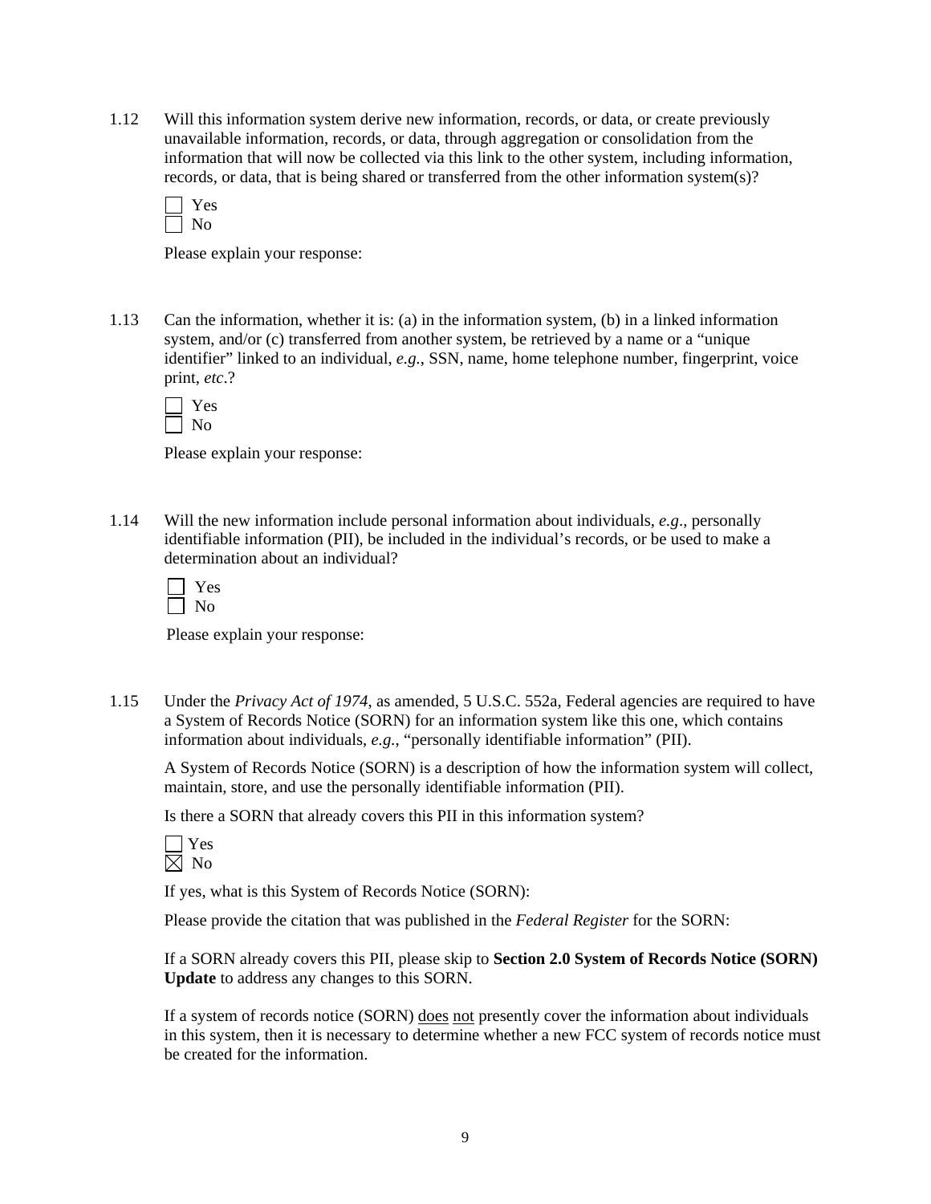1.12 Will this information system derive new information, records, or data, or create previously unavailable information, records, or data, through aggregation or consolidation from the information that will now be collected via this link to the other system, including information, records, or data, that is being shared or transferred from the other information system(s)?

☐ Yes
☐ No

Please explain your response:

1.13 Can the information, whether it is: (a) in the information system, (b) in a linked information system, and/or (c) transferred from another system, be retrieved by a name or a "unique identifier" linked to an individual, *e.g.*, SSN, name, home telephone number, fingerprint, voice print, *etc*.?

☐ Yes
☐ No

Please explain your response:

1.14 Will the new information include personal information about individuals, *e.g*., personally identifiable information (PII), be included in the individual's records, or be used to make a determination about an individual?

☐ Yes
☐ No

Please explain your response:

1.15 Under the *Privacy Act of 1974*, as amended, 5 U.S.C. 552a, Federal agencies are required to have a System of Records Notice (SORN) for an information system like this one, which contains information about individuals, *e.g.*, "personally identifiable information" (PII).

A System of Records Notice (SORN) is a description of how the information system will collect, maintain, store, and use the personally identifiable information (PII).

Is there a SORN that already covers this PII in this information system?

☐ Yes
☒ No

If yes, what is this System of Records Notice (SORN):

Please provide the citation that was published in the *Federal Register* for the SORN:

If a SORN already covers this PII, please skip to **Section 2.0 System of Records Notice (SORN) Update** to address any changes to this SORN.

If a system of records notice (SORN) does not presently cover the information about individuals in this system, then it is necessary to determine whether a new FCC system of records notice must be created for the information.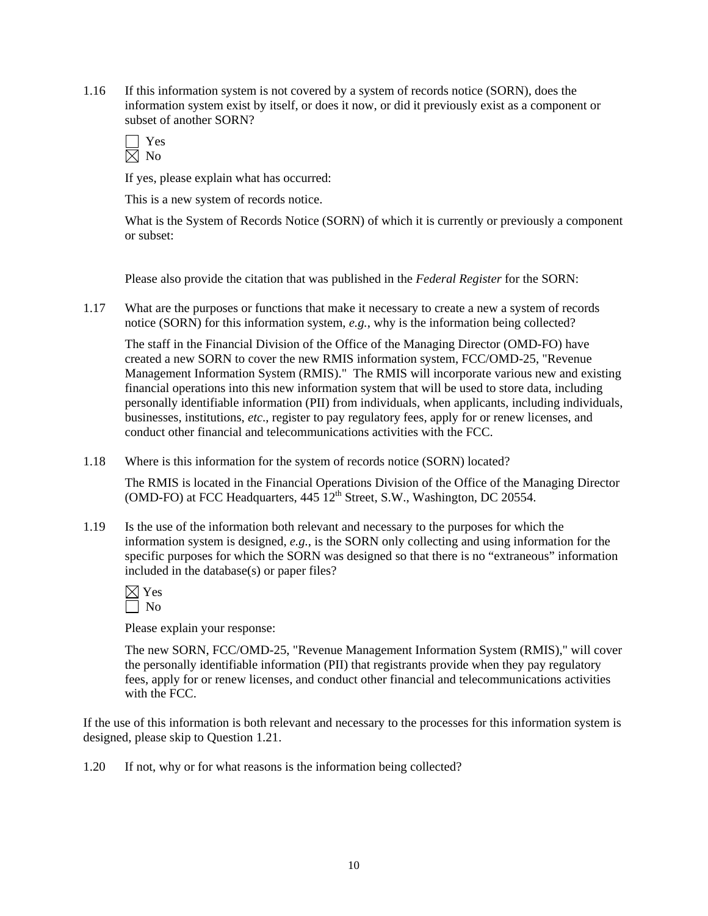1.16 If this information system is not covered by a system of records notice (SORN), does the information system exist by itself, or does it now, or did it previously exist as a component or subset of another SORN?

☐ Yes
☒ No

If yes, please explain what has occurred:

This is a new system of records notice.

What is the System of Records Notice (SORN) of which it is currently or previously a component or subset:

Please also provide the citation that was published in the *Federal Register* for the SORN:

1.17 What are the purposes or functions that make it necessary to create a new a system of records notice (SORN) for this information system, *e.g.*, why is the information being collected?

The staff in the Financial Division of the Office of the Managing Director (OMD-FO) have created a new SORN to cover the new RMIS information system, FCC/OMD-25, "Revenue Management Information System (RMIS)." The RMIS will incorporate various new and existing financial operations into this new information system that will be used to store data, including personally identifiable information (PII) from individuals, when applicants, including individuals, businesses, institutions, *etc*., register to pay regulatory fees, apply for or renew licenses, and conduct other financial and telecommunications activities with the FCC.

1.18 Where is this information for the system of records notice (SORN) located?

The RMIS is located in the Financial Operations Division of the Office of the Managing Director (OMD-FO) at FCC Headquarters, 445 12th Street, S.W., Washington, DC 20554.

1.19 Is the use of the information both relevant and necessary to the purposes for which the information system is designed, *e.g.*, is the SORN only collecting and using information for the specific purposes for which the SORN was designed so that there is no "extraneous" information included in the database(s) or paper files?

☒ Yes
☐ No

Please explain your response:

The new SORN, FCC/OMD-25, "Revenue Management Information System (RMIS)," will cover the personally identifiable information (PII) that registrants provide when they pay regulatory fees, apply for or renew licenses, and conduct other financial and telecommunications activities with the FCC.

If the use of this information is both relevant and necessary to the processes for this information system is designed, please skip to Question 1.21.

1.20 If not, why or for what reasons is the information being collected?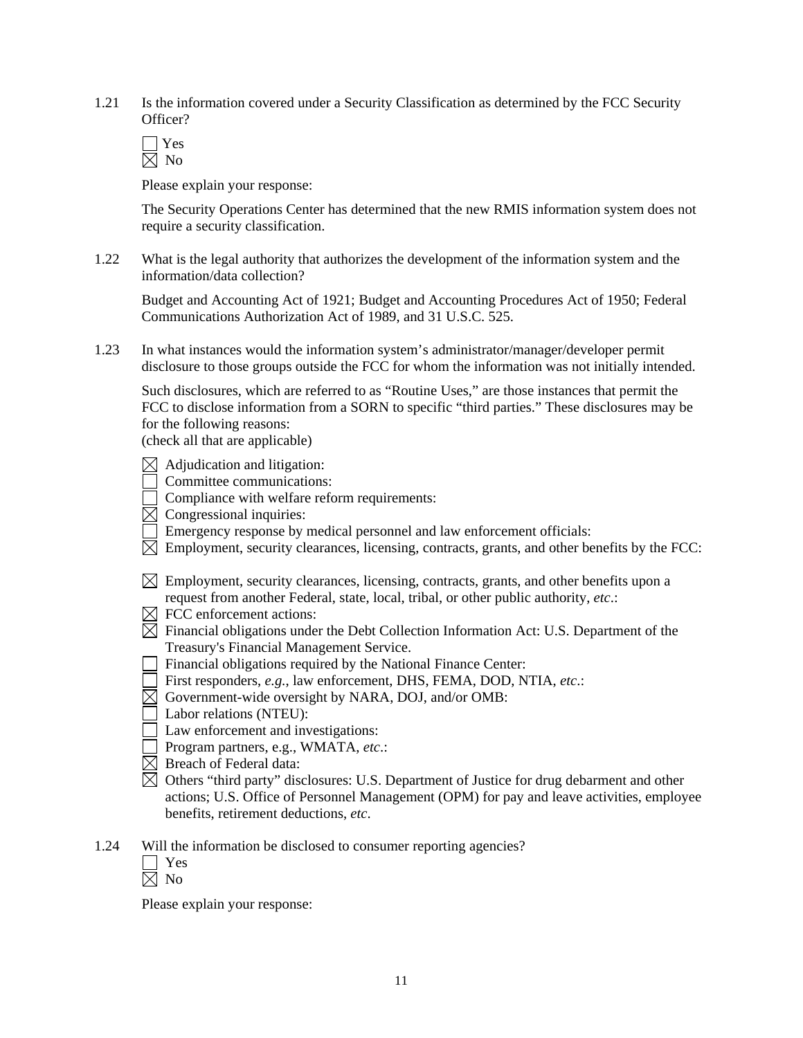1.21 Is the information covered under a Security Classification as determined by the FCC Security Officer?

☐ Yes
☒ No

Please explain your response:

The Security Operations Center has determined that the new RMIS information system does not require a security classification.

1.22 What is the legal authority that authorizes the development of the information system and the information/data collection?

Budget and Accounting Act of 1921; Budget and Accounting Procedures Act of 1950; Federal Communications Authorization Act of 1989, and 31 U.S.C. 525.

1.23 In what instances would the information system's administrator/manager/developer permit disclosure to those groups outside the FCC for whom the information was not initially intended.

Such disclosures, which are referred to as "Routine Uses," are those instances that permit the FCC to disclose information from a SORN to specific "third parties." These disclosures may be for the following reasons:
(check all that are applicable)

☒ Adjudication and litigation:
☐ Committee communications:
☐ Compliance with welfare reform requirements:
☒ Congressional inquiries:
☐ Emergency response by medical personnel and law enforcement officials:
☒ Employment, security clearances, licensing, contracts, grants, and other benefits by the FCC:

☒ Employment, security clearances, licensing, contracts, grants, and other benefits upon a request from another Federal, state, local, tribal, or other public authority, *etc*.:
☒ FCC enforcement actions:
☒ Financial obligations under the Debt Collection Information Act: U.S. Department of the Treasury's Financial Management Service.
☐ Financial obligations required by the National Finance Center:
☐ First responders, *e.g.*, law enforcement, DHS, FEMA, DOD, NTIA, *etc*.:
☒ Government-wide oversight by NARA, DOJ, and/or OMB:
☐ Labor relations (NTEU):
☐ Law enforcement and investigations:
☐ Program partners, e.g., WMATA, *etc*.:
☒ Breach of Federal data:
☒ Others "third party" disclosures: U.S. Department of Justice for drug debarment and other actions; U.S. Office of Personnel Management (OPM) for pay and leave activities, employee benefits, retirement deductions, *etc*.

1.24 Will the information be disclosed to consumer reporting agencies?
☐ Yes
☒ No

Please explain your response: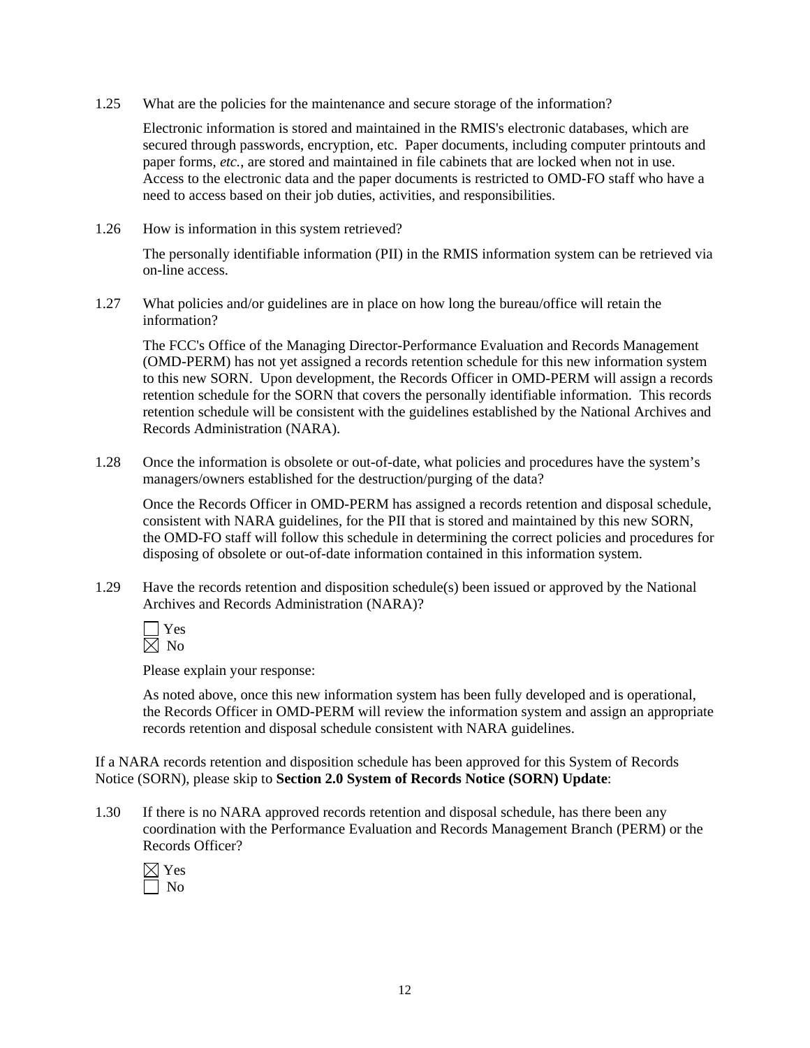1.25 What are the policies for the maintenance and secure storage of the information?

Electronic information is stored and maintained in the RMIS's electronic databases, which are secured through passwords, encryption, etc. Paper documents, including computer printouts and paper forms, *etc.*, are stored and maintained in file cabinets that are locked when not in use. Access to the electronic data and the paper documents is restricted to OMD-FO staff who have a need to access based on their job duties, activities, and responsibilities.

1.26 How is information in this system retrieved?

The personally identifiable information (PII) in the RMIS information system can be retrieved via on-line access.

1.27 What policies and/or guidelines are in place on how long the bureau/office will retain the information?

The FCC's Office of the Managing Director-Performance Evaluation and Records Management (OMD-PERM) has not yet assigned a records retention schedule for this new information system to this new SORN. Upon development, the Records Officer in OMD-PERM will assign a records retention schedule for the SORN that covers the personally identifiable information. This records retention schedule will be consistent with the guidelines established by the National Archives and Records Administration (NARA).

1.28 Once the information is obsolete or out-of-date, what policies and procedures have the system's managers/owners established for the destruction/purging of the data?

Once the Records Officer in OMD-PERM has assigned a records retention and disposal schedule, consistent with NARA guidelines, for the PII that is stored and maintained by this new SORN, the OMD-FO staff will follow this schedule in determining the correct policies and procedures for disposing of obsolete or out-of-date information contained in this information system.

1.29 Have the records retention and disposition schedule(s) been issued or approved by the National Archives and Records Administration (NARA)?

☐ Yes
☒ No

Please explain your response:

As noted above, once this new information system has been fully developed and is operational, the Records Officer in OMD-PERM will review the information system and assign an appropriate records retention and disposal schedule consistent with NARA guidelines.

If a NARA records retention and disposition schedule has been approved for this System of Records Notice (SORN), please skip to **Section 2.0 System of Records Notice (SORN) Update**:

1.30 If there is no NARA approved records retention and disposal schedule, has there been any coordination with the Performance Evaluation and Records Management Branch (PERM) or the Records Officer?

☒ Yes
☐ No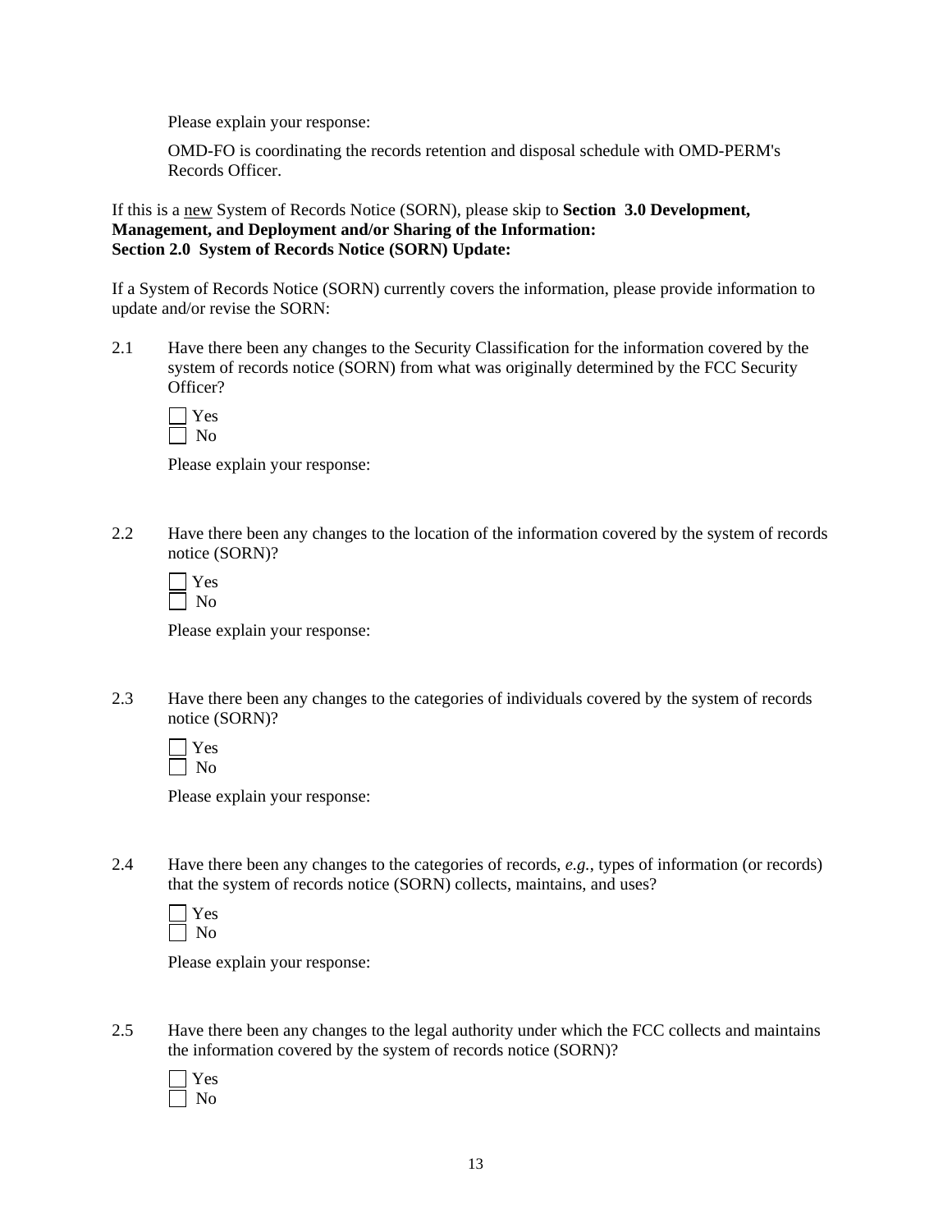Please explain your response:

OMD-FO is coordinating the records retention and disposal schedule with OMD-PERM's Records Officer.

If this is a new System of Records Notice (SORN), please skip to **Section 3.0 Development, Management, and Deployment and/or Sharing of the Information:**

**Section 2.0 System of Records Notice (SORN) Update:**

If a System of Records Notice (SORN) currently covers the information, please provide information to update and/or revise the SORN:

2.1 Have there been any changes to the Security Classification for the information covered by the system of records notice (SORN) from what was originally determined by the FCC Security Officer?

☐ Yes
☐ No

Please explain your response:

2.2 Have there been any changes to the location of the information covered by the system of records notice (SORN)?

☐ Yes
☐ No

Please explain your response:

2.3 Have there been any changes to the categories of individuals covered by the system of records notice (SORN)?

☐ Yes
☐ No

Please explain your response:

2.4 Have there been any changes to the categories of records, *e.g.*, types of information (or records) that the system of records notice (SORN) collects, maintains, and uses?

☐ Yes
☐ No

Please explain your response:

2.5 Have there been any changes to the legal authority under which the FCC collects and maintains the information covered by the system of records notice (SORN)?

☐ Yes
☐ No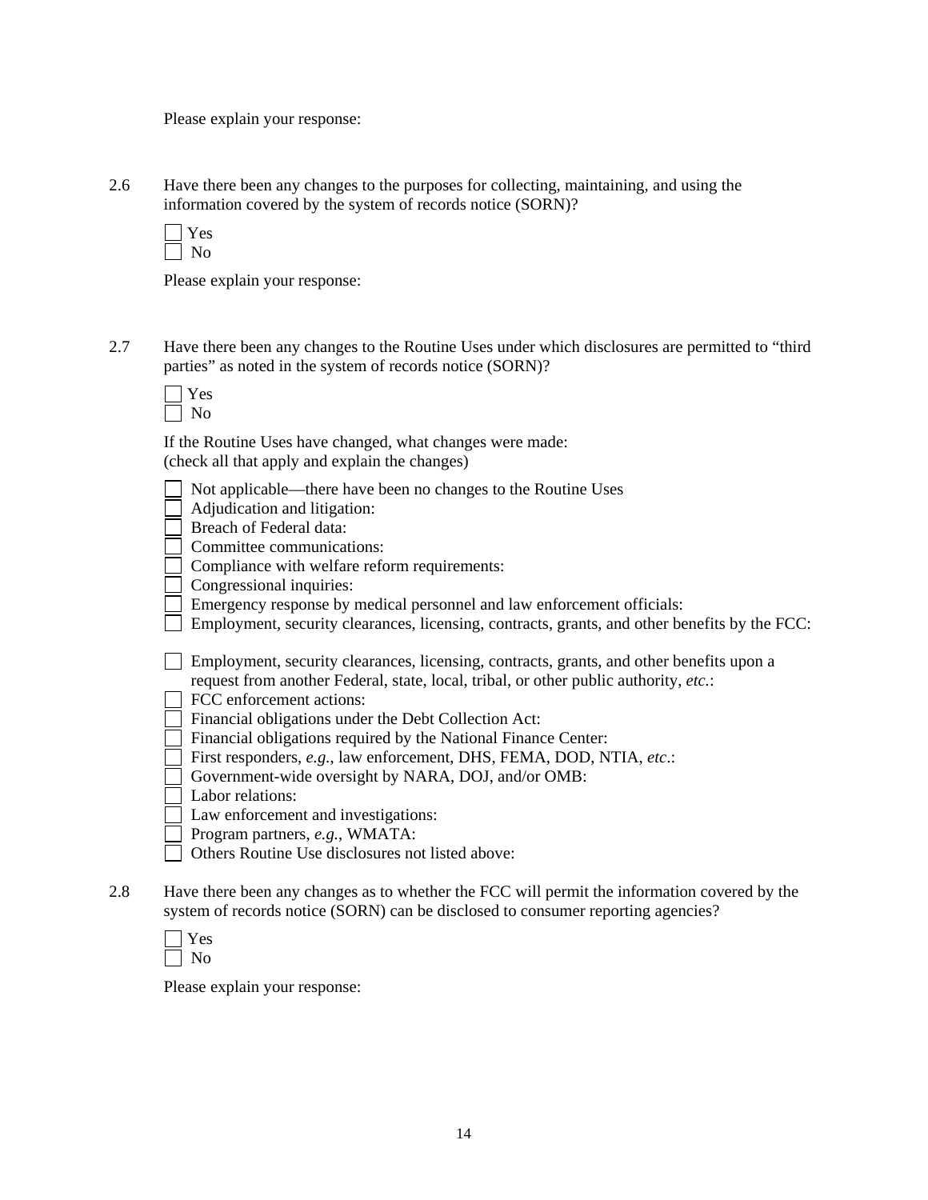Please explain your response:

2.6 Have there been any changes to the purposes for collecting, maintaining, and using the information covered by the system of records notice (SORN)?

☐ Yes
☐ No

Please explain your response:

2.7 Have there been any changes to the Routine Uses under which disclosures are permitted to "third parties" as noted in the system of records notice (SORN)?

☐ Yes
☐ No

If the Routine Uses have changed, what changes were made:
(check all that apply and explain the changes)

☐ Not applicable—there have been no changes to the Routine Uses
☐ Adjudication and litigation:
☐ Breach of Federal data:
☐ Committee communications:
☐ Compliance with welfare reform requirements:
☐ Congressional inquiries:
☐ Emergency response by medical personnel and law enforcement officials:
☐ Employment, security clearances, licensing, contracts, grants, and other benefits by the FCC:

☐ Employment, security clearances, licensing, contracts, grants, and other benefits upon a request from another Federal, state, local, tribal, or other public authority, *etc.*:
☐ FCC enforcement actions:
☐ Financial obligations under the Debt Collection Act:
☐ Financial obligations required by the National Finance Center:
☐ First responders, *e.g.*, law enforcement, DHS, FEMA, DOD, NTIA, *etc*.:
☐ Government-wide oversight by NARA, DOJ, and/or OMB:
☐ Labor relations:
☐ Law enforcement and investigations:
☐ Program partners, *e.g.*, WMATA:
☐ Others Routine Use disclosures not listed above:

2.8 Have there been any changes as to whether the FCC will permit the information covered by the system of records notice (SORN) can be disclosed to consumer reporting agencies?

☐ Yes
☐ No

Please explain your response: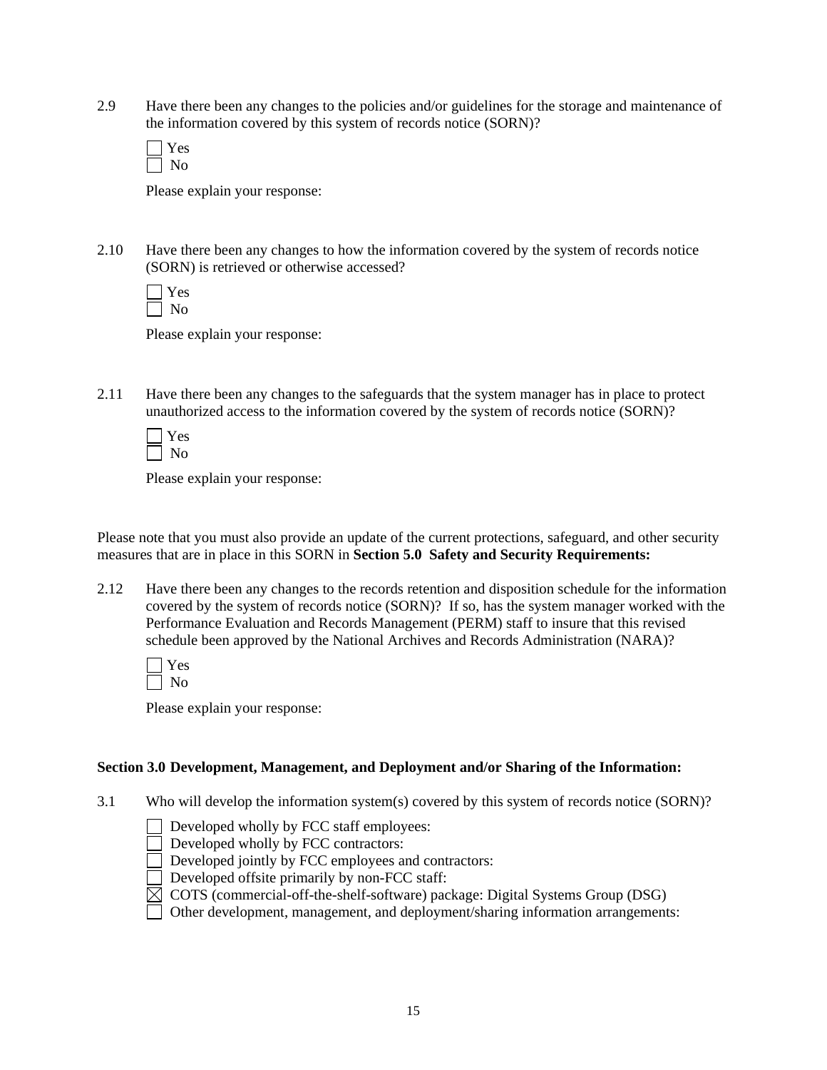2.9 Have there been any changes to the policies and/or guidelines for the storage and maintenance of the information covered by this system of records notice (SORN)?

☐ Yes
☐ No

Please explain your response:

2.10 Have there been any changes to how the information covered by the system of records notice (SORN) is retrieved or otherwise accessed?

☐ Yes
☐ No

Please explain your response:

2.11 Have there been any changes to the safeguards that the system manager has in place to protect unauthorized access to the information covered by the system of records notice (SORN)?

☐ Yes
☐ No

Please explain your response:

Please note that you must also provide an update of the current protections, safeguard, and other security measures that are in place in this SORN in **Section 5.0 Safety and Security Requirements:**

2.12 Have there been any changes to the records retention and disposition schedule for the information covered by the system of records notice (SORN)? If so, has the system manager worked with the Performance Evaluation and Records Management (PERM) staff to insure that this revised schedule been approved by the National Archives and Records Administration (NARA)?

☐ Yes
☐ No

Please explain your response:

**Section 3.0 Development, Management, and Deployment and/or Sharing of the Information:**

3.1 Who will develop the information system(s) covered by this system of records notice (SORN)?

☐ Developed wholly by FCC staff employees:
☐ Developed wholly by FCC contractors:
☐ Developed jointly by FCC employees and contractors:
☐ Developed offsite primarily by non-FCC staff:
☒ COTS (commercial-off-the-shelf-software) package: Digital Systems Group (DSG)
☐ Other development, management, and deployment/sharing information arrangements: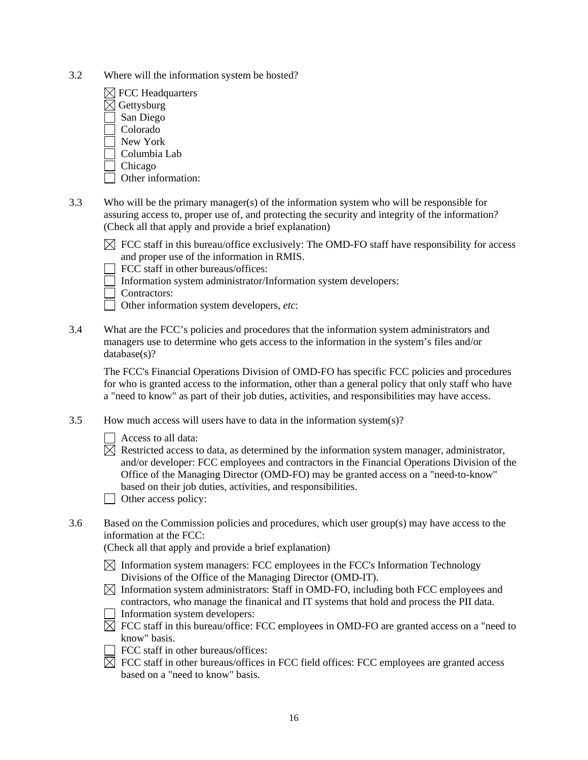3.2 Where will the information system be hosted?

☒ FCC Headquarters
☒ Gettysburg
☐ San Diego
☐ Colorado
☐ New York
☐ Columbia Lab
☐ Chicago
☐ Other information:

3.3 Who will be the primary manager(s) of the information system who will be responsible for assuring access to, proper use of, and protecting the security and integrity of the information? (Check all that apply and provide a brief explanation)

☒ FCC staff in this bureau/office exclusively: The OMD-FO staff have responsibility for access and proper use of the information in RMIS.
☐ FCC staff in other bureaus/offices:
☐ Information system administrator/Information system developers:
☐ Contractors:
☐ Other information system developers, *etc*:

3.4 What are the FCC's policies and procedures that the information system administrators and managers use to determine who gets access to the information in the system's files and/or database(s)?

The FCC's Financial Operations Division of OMD-FO has specific FCC policies and procedures for who is granted access to the information, other than a general policy that only staff who have a "need to know" as part of their job duties, activities, and responsibilities may have access.

3.5 How much access will users have to data in the information system(s)?

☐ Access to all data:
☒ Restricted access to data, as determined by the information system manager, administrator, and/or developer: FCC employees and contractors in the Financial Operations Division of the Office of the Managing Director (OMD-FO) may be granted access on a "need-to-know" based on their job duties, activities, and responsibilities.
☐ Other access policy:

3.6 Based on the Commission policies and procedures, which user group(s) may have access to the information at the FCC:
(Check all that apply and provide a brief explanation)

☒ Information system managers: FCC employees in the FCC's Information Technology Divisions of the Office of the Managing Director (OMD-IT).
☒ Information system administrators: Staff in OMD-FO, including both FCC employees and contractors, who manage the finanical and IT systems that hold and process the PII data.
☐ Information system developers:
☒ FCC staff in this bureau/office: FCC employees in OMD-FO are granted access on a "need to know" basis.
☐ FCC staff in other bureaus/offices:
☒ FCC staff in other bureaus/offices in FCC field offices: FCC employees are granted access based on a "need to know" basis.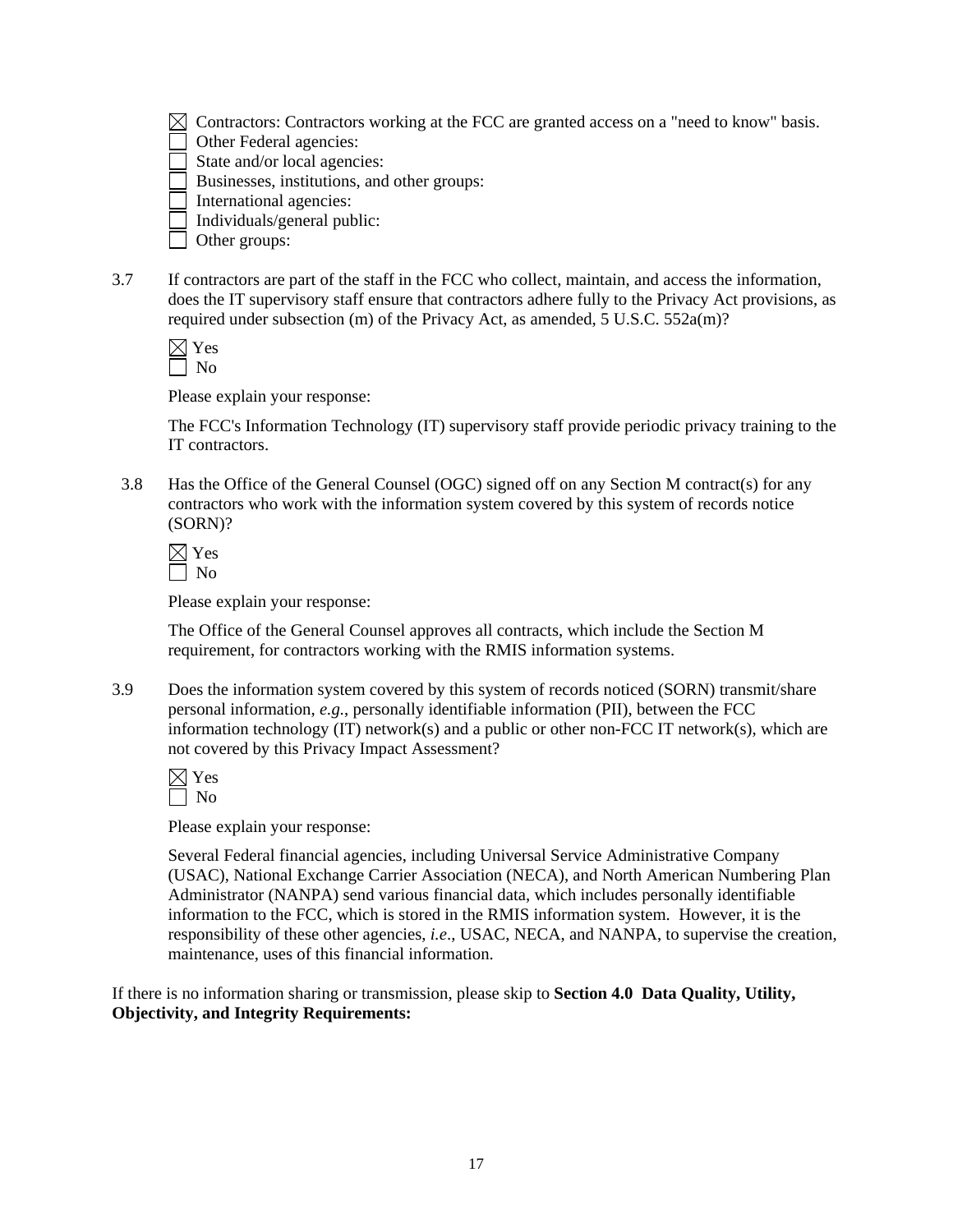- ☒ Contractors: Contractors working at the FCC are granted access on a "need to know" basis.
- ☐ Other Federal agencies:
- ☐ State and/or local agencies:
- ☐ Businesses, institutions, and other groups:
- ☐ International agencies:
- ☐ Individuals/general public:
- ☐ Other groups:

3.7 If contractors are part of the staff in the FCC who collect, maintain, and access the information, does the IT supervisory staff ensure that contractors adhere fully to the Privacy Act provisions, as required under subsection (m) of the Privacy Act, as amended, 5 U.S.C. 552a(m)?

☒ Yes
☐ No

Please explain your response:

The FCC's Information Technology (IT) supervisory staff provide periodic privacy training to the IT contractors.

3.8 Has the Office of the General Counsel (OGC) signed off on any Section M contract(s) for any contractors who work with the information system covered by this system of records notice (SORN)?

☒ Yes
☐ No

Please explain your response:

The Office of the General Counsel approves all contracts, which include the Section M requirement, for contractors working with the RMIS information systems.

3.9 Does the information system covered by this system of records noticed (SORN) transmit/share personal information, *e.g.*, personally identifiable information (PII), between the FCC information technology (IT) network(s) and a public or other non-FCC IT network(s), which are not covered by this Privacy Impact Assessment?

☒ Yes
☐ No

Please explain your response:

Several Federal financial agencies, including Universal Service Administrative Company (USAC), National Exchange Carrier Association (NECA), and North American Numbering Plan Administrator (NANPA) send various financial data, which includes personally identifiable information to the FCC, which is stored in the RMIS information system. However, it is the responsibility of these other agencies, *i.e*., USAC, NECA, and NANPA, to supervise the creation, maintenance, uses of this financial information.

If there is no information sharing or transmission, please skip to **Section 4.0 Data Quality, Utility, Objectivity, and Integrity Requirements:**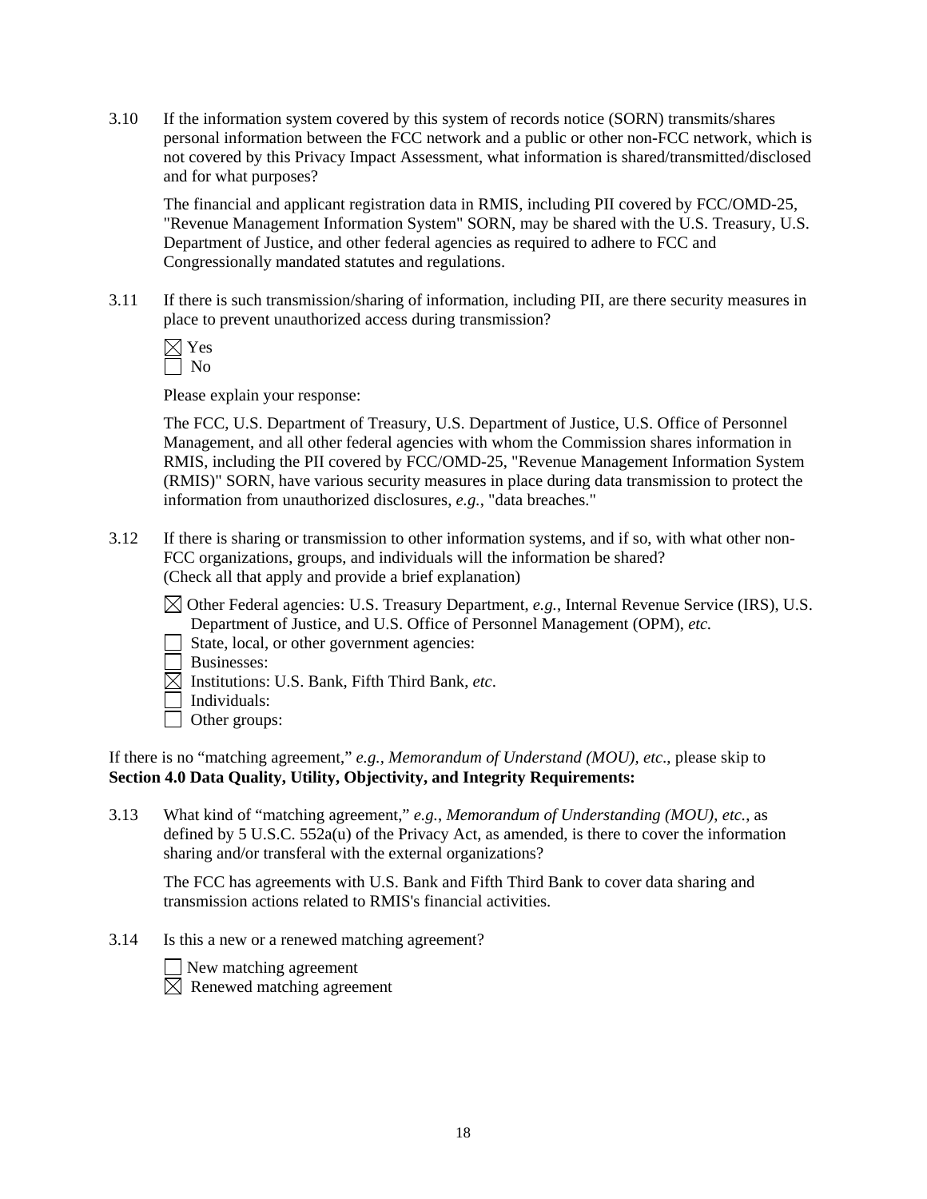3.10 If the information system covered by this system of records notice (SORN) transmits/shares personal information between the FCC network and a public or other non-FCC network, which is not covered by this Privacy Impact Assessment, what information is shared/transmitted/disclosed and for what purposes?

The financial and applicant registration data in RMIS, including PII covered by FCC/OMD-25, "Revenue Management Information System" SORN, may be shared with the U.S. Treasury, U.S. Department of Justice, and other federal agencies as required to adhere to FCC and Congressionally mandated statutes and regulations.

3.11 If there is such transmission/sharing of information, including PII, are there security measures in place to prevent unauthorized access during transmission?

☒ Yes
☐ No

Please explain your response:

The FCC, U.S. Department of Treasury, U.S. Department of Justice, U.S. Office of Personnel Management, and all other federal agencies with whom the Commission shares information in RMIS, including the PII covered by FCC/OMD-25, "Revenue Management Information System (RMIS)" SORN, have various security measures in place during data transmission to protect the information from unauthorized disclosures, *e.g.*, "data breaches."

3.12 If there is sharing or transmission to other information systems, and if so, with what other non-FCC organizations, groups, and individuals will the information be shared? (Check all that apply and provide a brief explanation)

☒ Other Federal agencies: U.S. Treasury Department, *e.g.*, Internal Revenue Service (IRS), U.S. Department of Justice, and U.S. Office of Personnel Management (OPM), *etc.*
☐ State, local, or other government agencies:
☐ Businesses:
☒ Institutions: U.S. Bank, Fifth Third Bank, *etc*.
☐ Individuals:
☐ Other groups:

If there is no "matching agreement," *e.g.*, *Memorandum of Understand (MOU)*, *etc*., please skip to **Section 4.0 Data Quality, Utility, Objectivity, and Integrity Requirements:**

3.13 What kind of "matching agreement," *e.g.*, *Memorandum of Understanding (MOU)*, *etc.*, as defined by 5 U.S.C. 552a(u) of the Privacy Act, as amended, is there to cover the information sharing and/or transferal with the external organizations?

The FCC has agreements with U.S. Bank and Fifth Third Bank to cover data sharing and transmission actions related to RMIS's financial activities.

3.14 Is this a new or a renewed matching agreement?

☐ New matching agreement
☒ Renewed matching agreement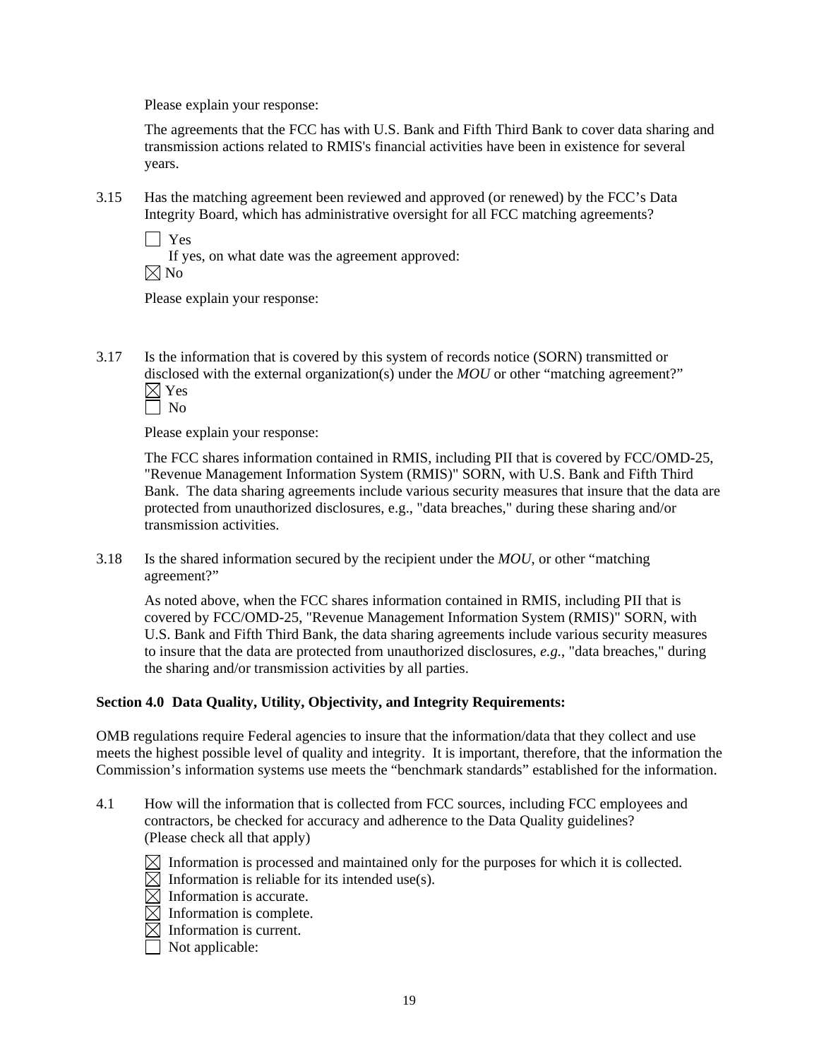Please explain your response:

The agreements that the FCC has with U.S. Bank and Fifth Third Bank to cover data sharing and transmission actions related to RMIS's financial activities have been in existence for several years.

3.15 Has the matching agreement been reviewed and approved (or renewed) by the FCC's Data Integrity Board, which has administrative oversight for all FCC matching agreements?

☐ Yes
If yes, on what date was the agreement approved:
☒ No

Please explain your response:

3.17 Is the information that is covered by this system of records notice (SORN) transmitted or disclosed with the external organization(s) under the *MOU* or other "matching agreement?"
☒ Yes
☐ No

Please explain your response:

The FCC shares information contained in RMIS, including PII that is covered by FCC/OMD-25, "Revenue Management Information System (RMIS)" SORN, with U.S. Bank and Fifth Third Bank. The data sharing agreements include various security measures that insure that the data are protected from unauthorized disclosures, e.g., "data breaches," during these sharing and/or transmission activities.

3.18 Is the shared information secured by the recipient under the *MOU*, or other "matching agreement?"

As noted above, when the FCC shares information contained in RMIS, including PII that is covered by FCC/OMD-25, "Revenue Management Information System (RMIS)" SORN, with U.S. Bank and Fifth Third Bank, the data sharing agreements include various security measures to insure that the data are protected from unauthorized disclosures, *e.g.*, "data breaches," during the sharing and/or transmission activities by all parties.

**Section 4.0 Data Quality, Utility, Objectivity, and Integrity Requirements:**

OMB regulations require Federal agencies to insure that the information/data that they collect and use meets the highest possible level of quality and integrity. It is important, therefore, that the information the Commission's information systems use meets the "benchmark standards" established for the information.

4.1 How will the information that is collected from FCC sources, including FCC employees and contractors, be checked for accuracy and adherence to the Data Quality guidelines? (Please check all that apply)

☒ Information is processed and maintained only for the purposes for which it is collected.
☒ Information is reliable for its intended use(s).
☒ Information is accurate.
☒ Information is complete.
☒ Information is current.
☐ Not applicable: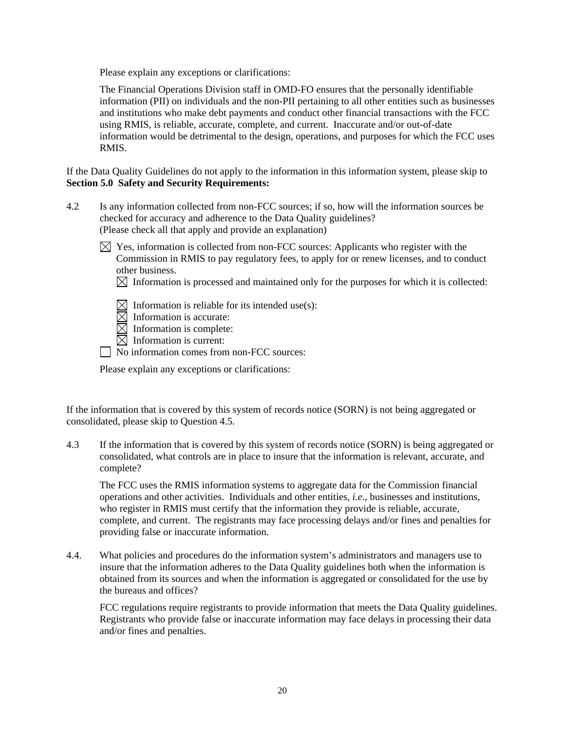Please explain any exceptions or clarifications:

The Financial Operations Division staff in OMD-FO ensures that the personally identifiable information (PII) on individuals and the non-PII pertaining to all other entities such as businesses and institutions who make debt payments and conduct other financial transactions with the FCC using RMIS, is reliable, accurate, complete, and current. Inaccurate and/or out-of-date information would be detrimental to the design, operations, and purposes for which the FCC uses RMIS.

If the Data Quality Guidelines do not apply to the information in this information system, please skip to **Section 5.0 Safety and Security Requirements:**

4.2 Is any information collected from non-FCC sources; if so, how will the information sources be checked for accuracy and adherence to the Data Quality guidelines? (Please check all that apply and provide an explanation)

☒ Yes, information is collected from non-FCC sources: Applicants who register with the Commission in RMIS to pay regulatory fees, to apply for or renew licenses, and to conduct other business.

☒ Information is processed and maintained only for the purposes for which it is collected:

☒ Information is reliable for its intended use(s):
☒ Information is accurate:
☒ Information is complete:
☒ Information is current:

☐ No information comes from non-FCC sources:

Please explain any exceptions or clarifications:

If the information that is covered by this system of records notice (SORN) is not being aggregated or consolidated, please skip to Question 4.5.

4.3 If the information that is covered by this system of records notice (SORN) is being aggregated or consolidated, what controls are in place to insure that the information is relevant, accurate, and complete?

The FCC uses the RMIS information systems to aggregate data for the Commission financial operations and other activities. Individuals and other entities, *i.e*., businesses and institutions, who register in RMIS must certify that the information they provide is reliable, accurate, complete, and current. The registrants may face processing delays and/or fines and penalties for providing false or inaccurate information.

4.4. What policies and procedures do the information system's administrators and managers use to insure that the information adheres to the Data Quality guidelines both when the information is obtained from its sources and when the information is aggregated or consolidated for the use by the bureaus and offices?

FCC regulations require registrants to provide information that meets the Data Quality guidelines. Registrants who provide false or inaccurate information may face delays in processing their data and/or fines and penalties.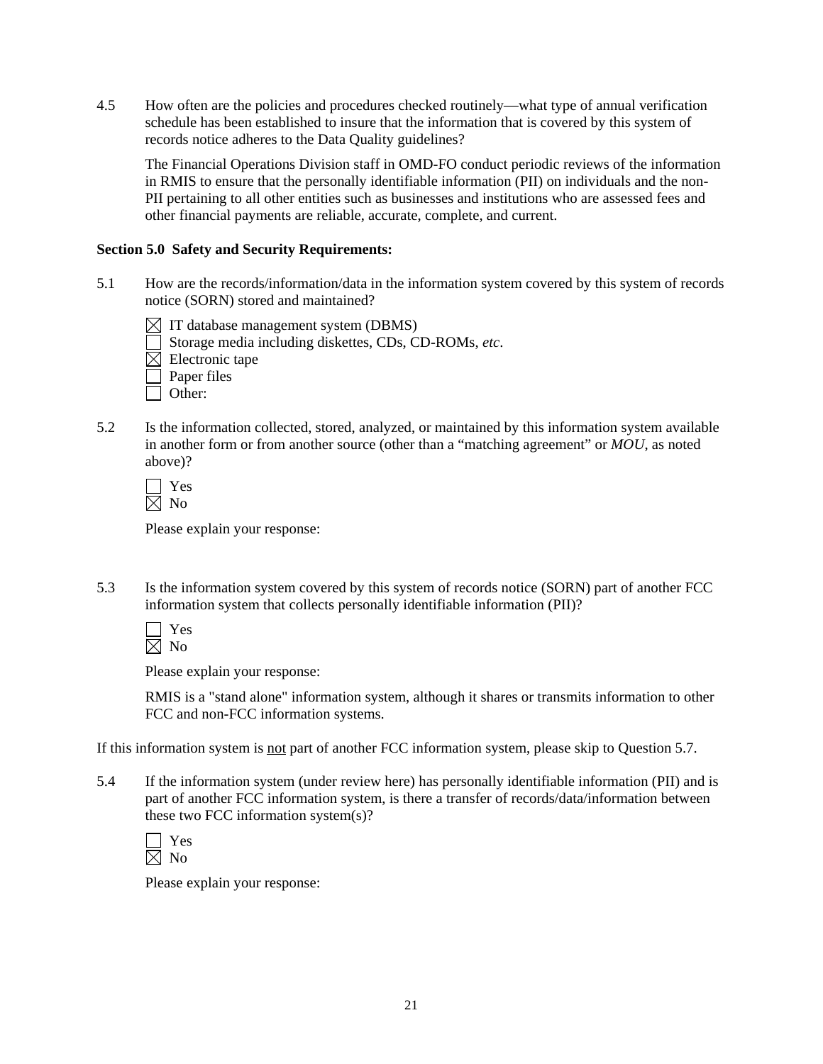4.5 How often are the policies and procedures checked routinely—what type of annual verification schedule has been established to insure that the information that is covered by this system of records notice adheres to the Data Quality guidelines?

The Financial Operations Division staff in OMD-FO conduct periodic reviews of the information in RMIS to ensure that the personally identifiable information (PII) on individuals and the non-PII pertaining to all other entities such as businesses and institutions who are assessed fees and other financial payments are reliable, accurate, complete, and current.

**Section 5.0 Safety and Security Requirements:**

5.1 How are the records/information/data in the information system covered by this system of records notice (SORN) stored and maintained?

- ☒ IT database management system (DBMS)
- ☐ Storage media including diskettes, CDs, CD-ROMs, *etc*.
- ☒ Electronic tape
- ☐ Paper files
- ☐ Other:

5.2 Is the information collected, stored, analyzed, or maintained by this information system available in another form or from another source (other than a "matching agreement" or *MOU*, as noted above)?

- ☐ Yes
- ☒ No

Please explain your response:

5.3 Is the information system covered by this system of records notice (SORN) part of another FCC information system that collects personally identifiable information (PII)?

- ☐ Yes
- ☒ No

Please explain your response:

RMIS is a "stand alone" information system, although it shares or transmits information to other FCC and non-FCC information systems.

If this information system is <u>not</u> part of another FCC information system, please skip to Question 5.7.

5.4 If the information system (under review here) has personally identifiable information (PII) and is part of another FCC information system, is there a transfer of records/data/information between these two FCC information system(s)?

- ☐ Yes
- ☒ No

Please explain your response: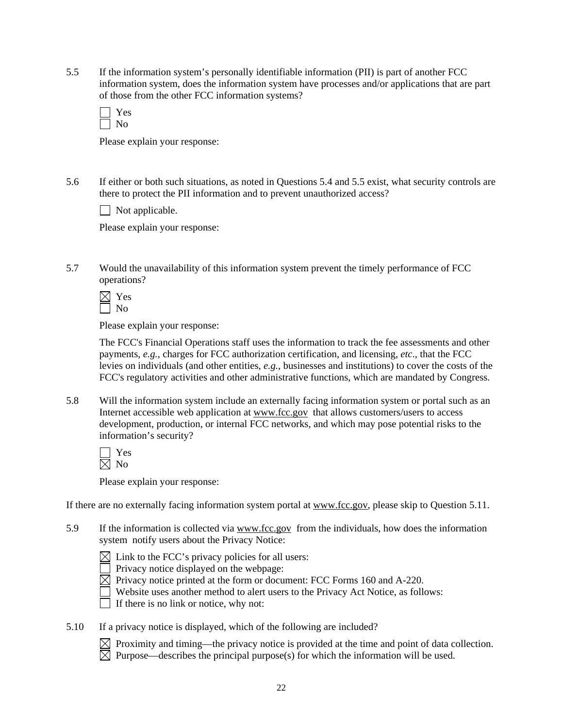5.5 If the information system's personally identifiable information (PII) is part of another FCC information system, does the information system have processes and/or applications that are part of those from the other FCC information systems?

☐ Yes
☐ No

Please explain your response:

5.6 If either or both such situations, as noted in Questions 5.4 and 5.5 exist, what security controls are there to protect the PII information and to prevent unauthorized access?

☐ Not applicable.

Please explain your response:

5.7 Would the unavailability of this information system prevent the timely performance of FCC operations?

☒ Yes
☐ No

Please explain your response:

The FCC's Financial Operations staff uses the information to track the fee assessments and other payments, *e.g.*, charges for FCC authorization certification, and licensing, *etc*., that the FCC levies on individuals (and other entities, *e.g.*, businesses and institutions) to cover the costs of the FCC's regulatory activities and other administrative functions, which are mandated by Congress.

5.8 Will the information system include an externally facing information system or portal such as an Internet accessible web application at www.fcc.gov that allows customers/users to access development, production, or internal FCC networks, and which may pose potential risks to the information's security?

☐ Yes
☒ No

Please explain your response:

If there are no externally facing information system portal at www.fcc.gov, please skip to Question 5.11.

5.9 If the information is collected via www.fcc.gov from the individuals, how does the information system notify users about the Privacy Notice:

☒ Link to the FCC's privacy policies for all users:
☐ Privacy notice displayed on the webpage:
☒ Privacy notice printed at the form or document: FCC Forms 160 and A-220.
☐ Website uses another method to alert users to the Privacy Act Notice, as follows:
☐ If there is no link or notice, why not:

5.10 If a privacy notice is displayed, which of the following are included?

☒ Proximity and timing—the privacy notice is provided at the time and point of data collection.
☒ Purpose—describes the principal purpose(s) for which the information will be used.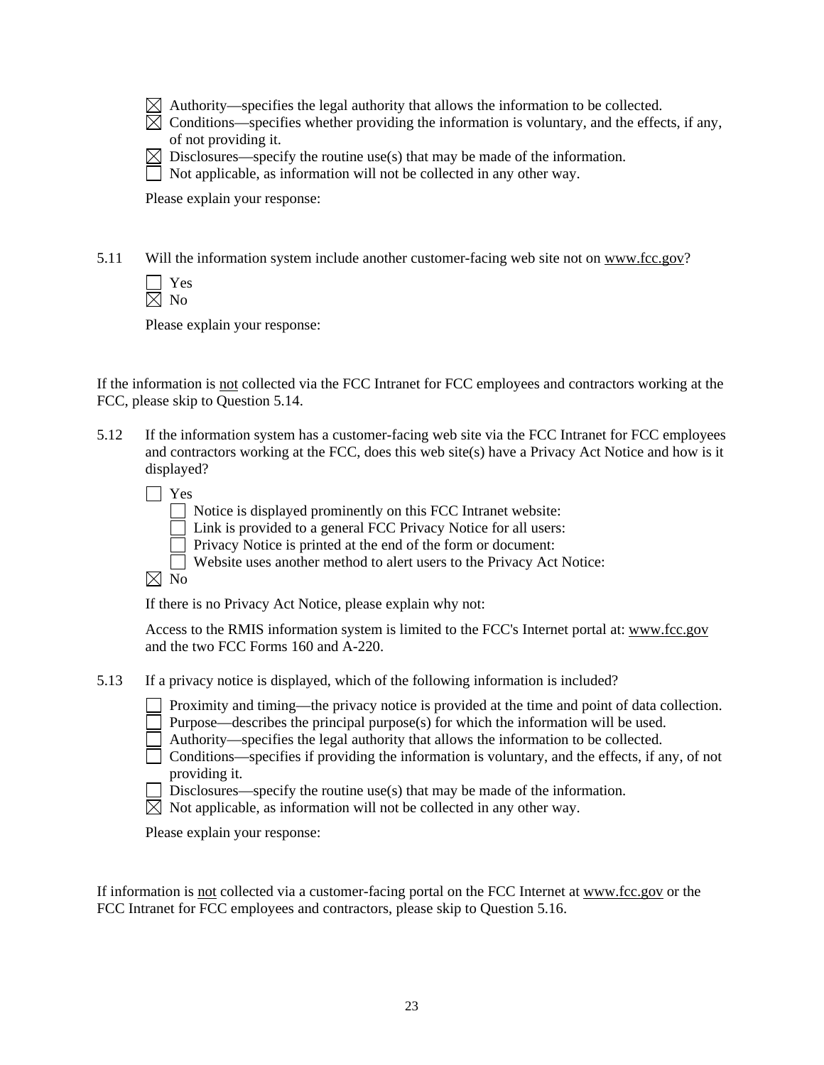☒ Authority—specifies the legal authority that allows the information to be collected.
☒ Conditions—specifies whether providing the information is voluntary, and the effects, if any, of not providing it.
☒ Disclosures—specify the routine use(s) that may be made of the information.
☐ Not applicable, as information will not be collected in any other way.

Please explain your response:

5.11 Will the information system include another customer-facing web site not on www.fcc.gov?

☐ Yes
☒ No

Please explain your response:

If the information is not collected via the FCC Intranet for FCC employees and contractors working at the FCC, please skip to Question 5.14.

5.12 If the information system has a customer-facing web site via the FCC Intranet for FCC employees and contractors working at the FCC, does this web site(s) have a Privacy Act Notice and how is it displayed?

☐ Yes
  ☐ Notice is displayed prominently on this FCC Intranet website:
  ☐ Link is provided to a general FCC Privacy Notice for all users:
  ☐ Privacy Notice is printed at the end of the form or document:
  ☐ Website uses another method to alert users to the Privacy Act Notice:
☒ No

If there is no Privacy Act Notice, please explain why not:

Access to the RMIS information system is limited to the FCC's Internet portal at: www.fcc.gov and the two FCC Forms 160 and A-220.

5.13 If a privacy notice is displayed, which of the following information is included?

☐ Proximity and timing—the privacy notice is provided at the time and point of data collection.
☐ Purpose—describes the principal purpose(s) for which the information will be used.
☐ Authority—specifies the legal authority that allows the information to be collected.
☐ Conditions—specifies if providing the information is voluntary, and the effects, if any, of not providing it.
☐ Disclosures—specify the routine use(s) that may be made of the information.
☒ Not applicable, as information will not be collected in any other way.

Please explain your response:

If information is not collected via a customer-facing portal on the FCC Internet at www.fcc.gov or the FCC Intranet for FCC employees and contractors, please skip to Question 5.16.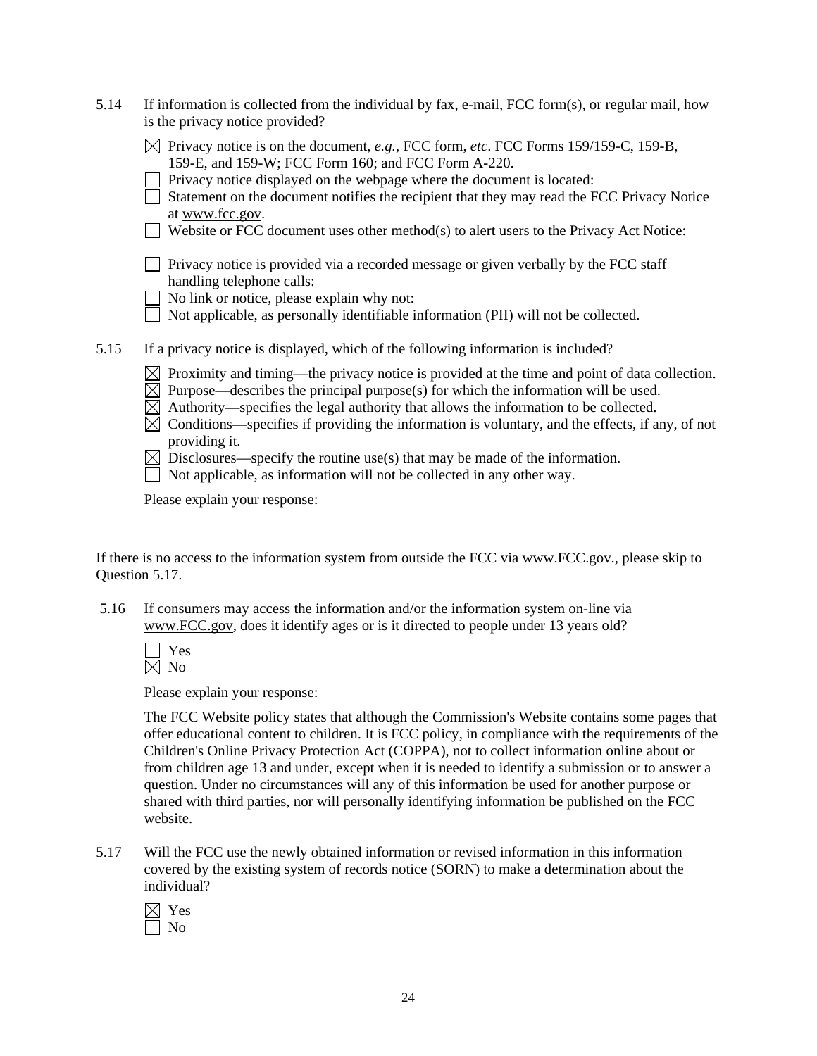5.14 If information is collected from the individual by fax, e-mail, FCC form(s), or regular mail, how is the privacy notice provided?

- ☒ Privacy notice is on the document, *e.g.*, FCC form, *etc*. FCC Forms 159/159-C, 159-B, 159-E, and 159-W; FCC Form 160; and FCC Form A-220.
- ☐ Privacy notice displayed on the webpage where the document is located:
- ☐ Statement on the document notifies the recipient that they may read the FCC Privacy Notice at www.fcc.gov.
- ☐ Website or FCC document uses other method(s) to alert users to the Privacy Act Notice:
- ☐ Privacy notice is provided via a recorded message or given verbally by the FCC staff handling telephone calls:
- ☐ No link or notice, please explain why not:
- ☐ Not applicable, as personally identifiable information (PII) will not be collected.

5.15 If a privacy notice is displayed, which of the following information is included?

- ☒ Proximity and timing—the privacy notice is provided at the time and point of data collection.
- ☒ Purpose—describes the principal purpose(s) for which the information will be used.
- ☒ Authority—specifies the legal authority that allows the information to be collected.
- ☒ Conditions—specifies if providing the information is voluntary, and the effects, if any, of not providing it.
- ☒ Disclosures—specify the routine use(s) that may be made of the information.
- ☐ Not applicable, as information will not be collected in any other way.

Please explain your response:

If there is no access to the information system from outside the FCC via www.FCC.gov., please skip to Question 5.17.

5.16 If consumers may access the information and/or the information system on-line via www.FCC.gov, does it identify ages or is it directed to people under 13 years old?

- ☐ Yes
- ☒ No

Please explain your response:

The FCC Website policy states that although the Commission's Website contains some pages that offer educational content to children. It is FCC policy, in compliance with the requirements of the Children's Online Privacy Protection Act (COPPA), not to collect information online about or from children age 13 and under, except when it is needed to identify a submission or to answer a question. Under no circumstances will any of this information be used for another purpose or shared with third parties, nor will personally identifying information be published on the FCC website.

5.17 Will the FCC use the newly obtained information or revised information in this information covered by the existing system of records notice (SORN) to make a determination about the individual?

- ☒ Yes
- ☐ No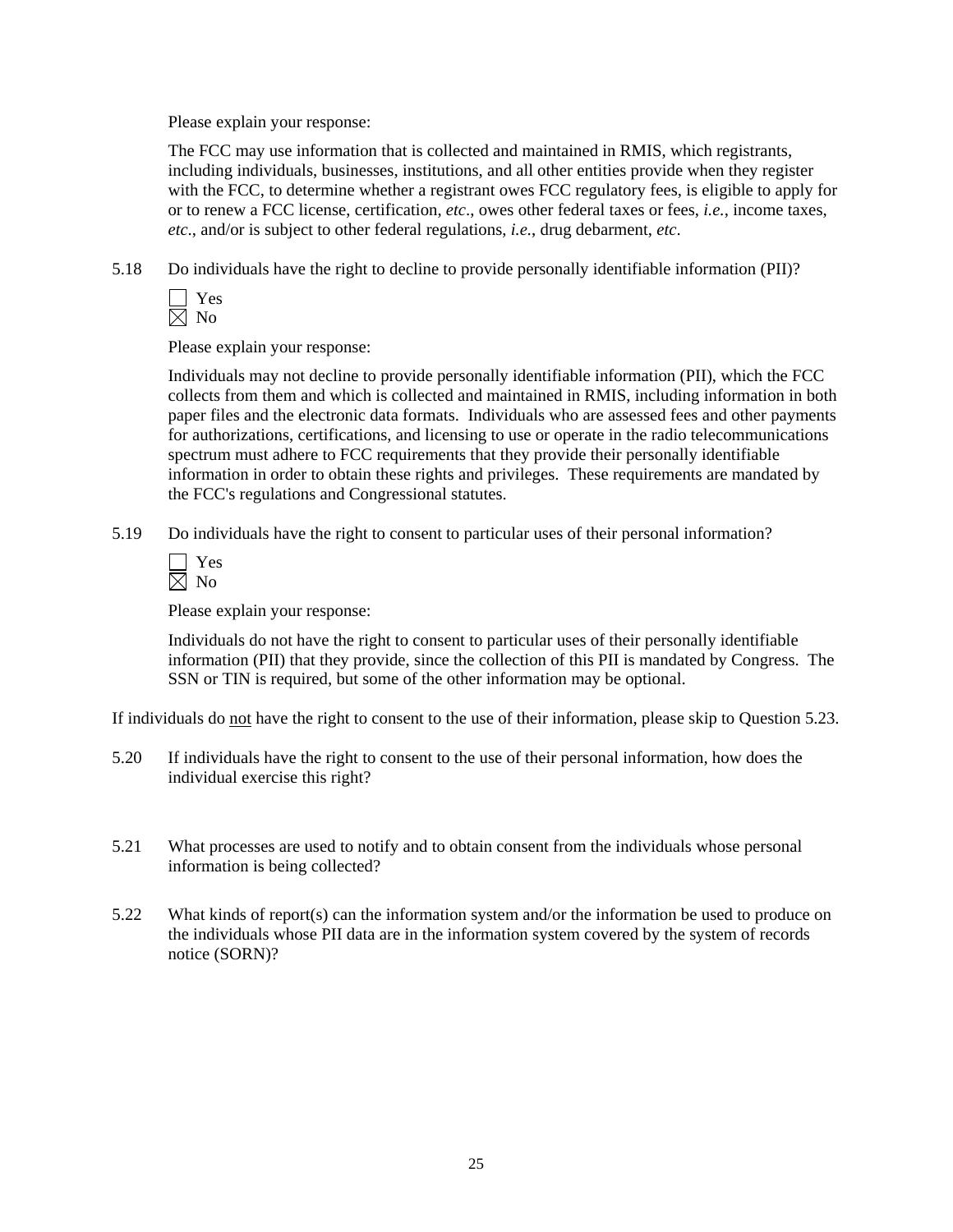Please explain your response:

The FCC may use information that is collected and maintained in RMIS, which registrants, including individuals, businesses, institutions, and all other entities provide when they register with the FCC, to determine whether a registrant owes FCC regulatory fees, is eligible to apply for or to renew a FCC license, certification, *etc*., owes other federal taxes or fees, *i.e.*, income taxes, *etc*., and/or is subject to other federal regulations, *i.e.*, drug debarment, *etc*.

5.18 Do individuals have the right to decline to provide personally identifiable information (PII)?

☐ Yes
☒ No

Please explain your response:

Individuals may not decline to provide personally identifiable information (PII), which the FCC collects from them and which is collected and maintained in RMIS, including information in both paper files and the electronic data formats. Individuals who are assessed fees and other payments for authorizations, certifications, and licensing to use or operate in the radio telecommunications spectrum must adhere to FCC requirements that they provide their personally identifiable information in order to obtain these rights and privileges. These requirements are mandated by the FCC's regulations and Congressional statutes.

5.19 Do individuals have the right to consent to particular uses of their personal information?

☐ Yes
☒ No

Please explain your response:

Individuals do not have the right to consent to particular uses of their personally identifiable information (PII) that they provide, since the collection of this PII is mandated by Congress. The SSN or TIN is required, but some of the other information may be optional.

If individuals do <u>not</u> have the right to consent to the use of their information, please skip to Question 5.23.

5.20 If individuals have the right to consent to the use of their personal information, how does the individual exercise this right?

5.21 What processes are used to notify and to obtain consent from the individuals whose personal information is being collected?

5.22 What kinds of report(s) can the information system and/or the information be used to produce on the individuals whose PII data are in the information system covered by the system of records notice (SORN)?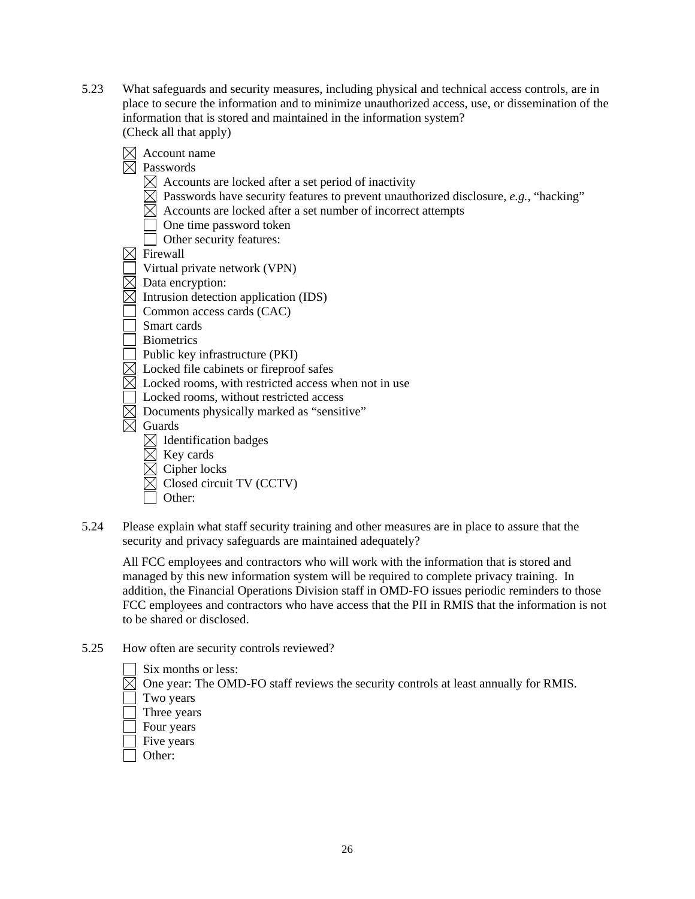5.23 What safeguards and security measures, including physical and technical access controls, are in place to secure the information and to minimize unauthorized access, use, or dissemination of the information that is stored and maintained in the information system?
(Check all that apply)

- ☒ Account name
- ☒ Passwords
  - ☒ Accounts are locked after a set period of inactivity
  - ☒ Passwords have security features to prevent unauthorized disclosure, *e.g.*, "hacking"
  - ☒ Accounts are locked after a set number of incorrect attempts
  - ☐ One time password token
  - ☐ Other security features:
- ☒ Firewall
- ☐ Virtual private network (VPN)
- ☒ Data encryption:
- ☒ Intrusion detection application (IDS)
- ☐ Common access cards (CAC)
- ☐ Smart cards
- ☐ Biometrics
- ☐ Public key infrastructure (PKI)
- ☒ Locked file cabinets or fireproof safes
- ☒ Locked rooms, with restricted access when not in use
- ☐ Locked rooms, without restricted access
- ☒ Documents physically marked as "sensitive"
- ☒ Guards
  - ☒ Identification badges
  - ☒ Key cards
  - ☒ Cipher locks
  - ☒ Closed circuit TV (CCTV)
  - ☐ Other:

5.24 Please explain what staff security training and other measures are in place to assure that the security and privacy safeguards are maintained adequately?

All FCC employees and contractors who will work with the information that is stored and managed by this new information system will be required to complete privacy training. In addition, the Financial Operations Division staff in OMD-FO issues periodic reminders to those FCC employees and contractors who have access that the PII in RMIS that the information is not to be shared or disclosed.

5.25 How often are security controls reviewed?

- ☐ Six months or less:
- ☒ One year: The OMD-FO staff reviews the security controls at least annually for RMIS.
- ☐ Two years
- ☐ Three years
- ☐ Four years
- ☐ Five years
- ☐ Other: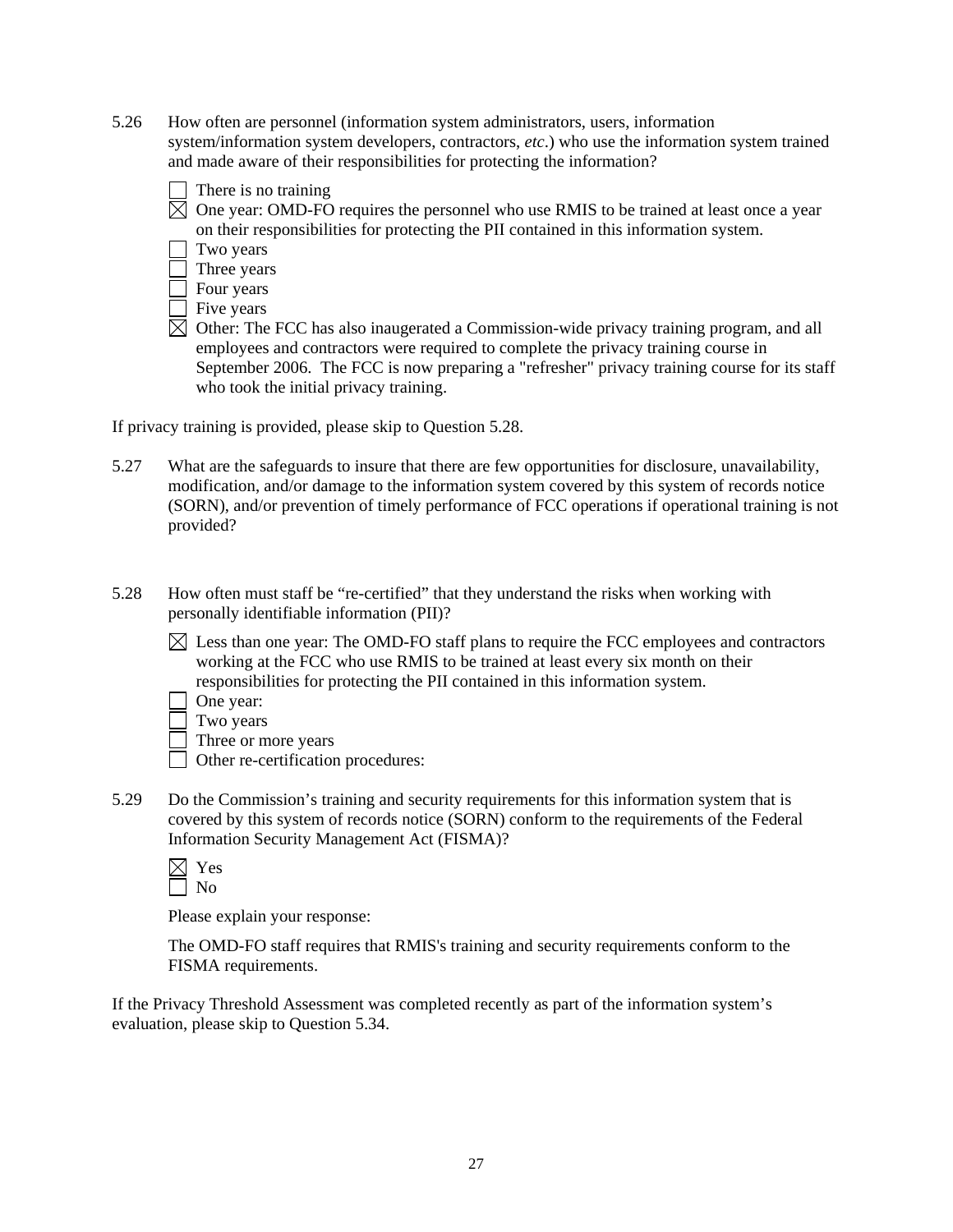5.26 How often are personnel (information system administrators, users, information system/information system developers, contractors, *etc*.) who use the information system trained and made aware of their responsibilities for protecting the information?

☐ There is no training
☒ One year: OMD-FO requires the personnel who use RMIS to be trained at least once a year on their responsibilities for protecting the PII contained in this information system.
☐ Two years
☐ Three years
☐ Four years
☐ Five years
☒ Other: The FCC has also inaugerated a Commission-wide privacy training program, and all employees and contractors were required to complete the privacy training course in September 2006. The FCC is now preparing a "refresher" privacy training course for its staff who took the initial privacy training.

If privacy training is provided, please skip to Question 5.28.

5.27 What are the safeguards to insure that there are few opportunities for disclosure, unavailability, modification, and/or damage to the information system covered by this system of records notice (SORN), and/or prevention of timely performance of FCC operations if operational training is not provided?

5.28 How often must staff be "re-certified" that they understand the risks when working with personally identifiable information (PII)?

☒ Less than one year: The OMD-FO staff plans to require the FCC employees and contractors working at the FCC who use RMIS to be trained at least every six month on their responsibilities for protecting the PII contained in this information system.
☐ One year:
☐ Two years
☐ Three or more years
☐ Other re-certification procedures:

5.29 Do the Commission's training and security requirements for this information system that is covered by this system of records notice (SORN) conform to the requirements of the Federal Information Security Management Act (FISMA)?

☒ Yes
☐ No

Please explain your response:

The OMD-FO staff requires that RMIS's training and security requirements conform to the FISMA requirements.

If the Privacy Threshold Assessment was completed recently as part of the information system's evaluation, please skip to Question 5.34.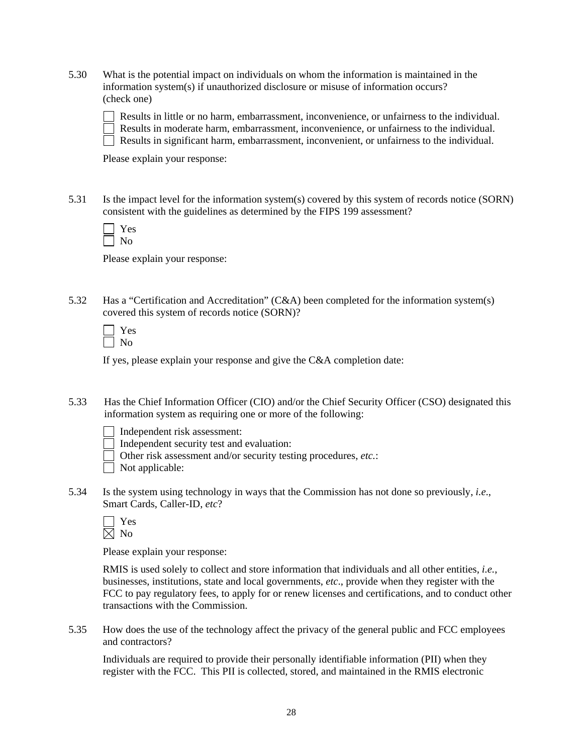5.30 What is the potential impact on individuals on whom the information is maintained in the information system(s) if unauthorized disclosure or misuse of information occurs? (check one)

☐ Results in little or no harm, embarrassment, inconvenience, or unfairness to the individual.
☐ Results in moderate harm, embarrassment, inconvenience, or unfairness to the individual.
☐ Results in significant harm, embarrassment, inconvenient, or unfairness to the individual.

Please explain your response:

5.31 Is the impact level for the information system(s) covered by this system of records notice (SORN) consistent with the guidelines as determined by the FIPS 199 assessment?

☐ Yes
☐ No

Please explain your response:

5.32 Has a "Certification and Accreditation" (C&A) been completed for the information system(s) covered this system of records notice (SORN)?

☐ Yes
☐ No

If yes, please explain your response and give the C&A completion date:

5.33 Has the Chief Information Officer (CIO) and/or the Chief Security Officer (CSO) designated this information system as requiring one or more of the following:

☐ Independent risk assessment:
☐ Independent security test and evaluation:
☐ Other risk assessment and/or security testing procedures, *etc.*:
☐ Not applicable:

5.34 Is the system using technology in ways that the Commission has not done so previously, *i.e*., Smart Cards, Caller-ID, *etc*?

☐ Yes
☒ No

Please explain your response:

RMIS is used solely to collect and store information that individuals and all other entities, *i.e.*, businesses, institutions, state and local governments, *etc*., provide when they register with the FCC to pay regulatory fees, to apply for or renew licenses and certifications, and to conduct other transactions with the Commission.

5.35 How does the use of the technology affect the privacy of the general public and FCC employees and contractors?

Individuals are required to provide their personally identifiable information (PII) when they register with the FCC. This PII is collected, stored, and maintained in the RMIS electronic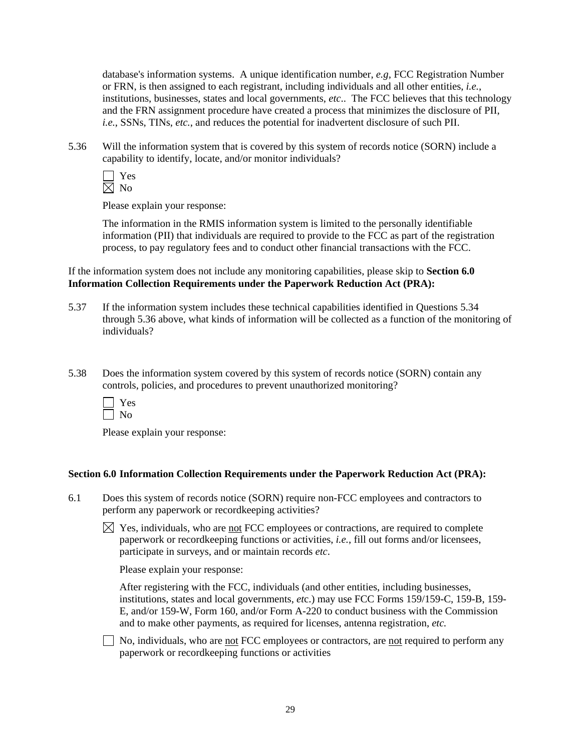database's information systems. A unique identification number, *e.g*, FCC Registration Number or FRN, is then assigned to each registrant, including individuals and all other entities, *i.e.*, institutions, businesses, states and local governments, *etc*.. The FCC believes that this technology and the FRN assignment procedure have created a process that minimizes the disclosure of PII, *i.e.*, SSNs, TINs, *etc.*, and reduces the potential for inadvertent disclosure of such PII.

5.36 Will the information system that is covered by this system of records notice (SORN) include a capability to identify, locate, and/or monitor individuals?

☐ Yes
☒ No

Please explain your response:

The information in the RMIS information system is limited to the personally identifiable information (PII) that individuals are required to provide to the FCC as part of the registration process, to pay regulatory fees and to conduct other financial transactions with the FCC.

If the information system does not include any monitoring capabilities, please skip to **Section 6.0 Information Collection Requirements under the Paperwork Reduction Act (PRA):**

5.37 If the information system includes these technical capabilities identified in Questions 5.34 through 5.36 above, what kinds of information will be collected as a function of the monitoring of individuals?

5.38 Does the information system covered by this system of records notice (SORN) contain any controls, policies, and procedures to prevent unauthorized monitoring?

☐ Yes
☐ No

Please explain your response:

**Section 6.0 Information Collection Requirements under the Paperwork Reduction Act (PRA):**

6.1 Does this system of records notice (SORN) require non-FCC employees and contractors to perform any paperwork or recordkeeping activities?

☒ Yes, individuals, who are <u>not</u> FCC employees or contractions, are required to complete paperwork or recordkeeping functions or activities, *i.e.*, fill out forms and/or licensees, participate in surveys, and or maintain records *etc*.

Please explain your response:

After registering with the FCC, individuals (and other entities, including businesses, institutions, states and local governments, *et*c.) may use FCC Forms 159/159-C, 159-B, 159-E, and/or 159-W, Form 160, and/or Form A-220 to conduct business with the Commission and to make other payments, as required for licenses, antenna registration, *etc.*

☐ No, individuals, who are <u>not</u> FCC employees or contractors, are <u>not</u> required to perform any paperwork or recordkeeping functions or activities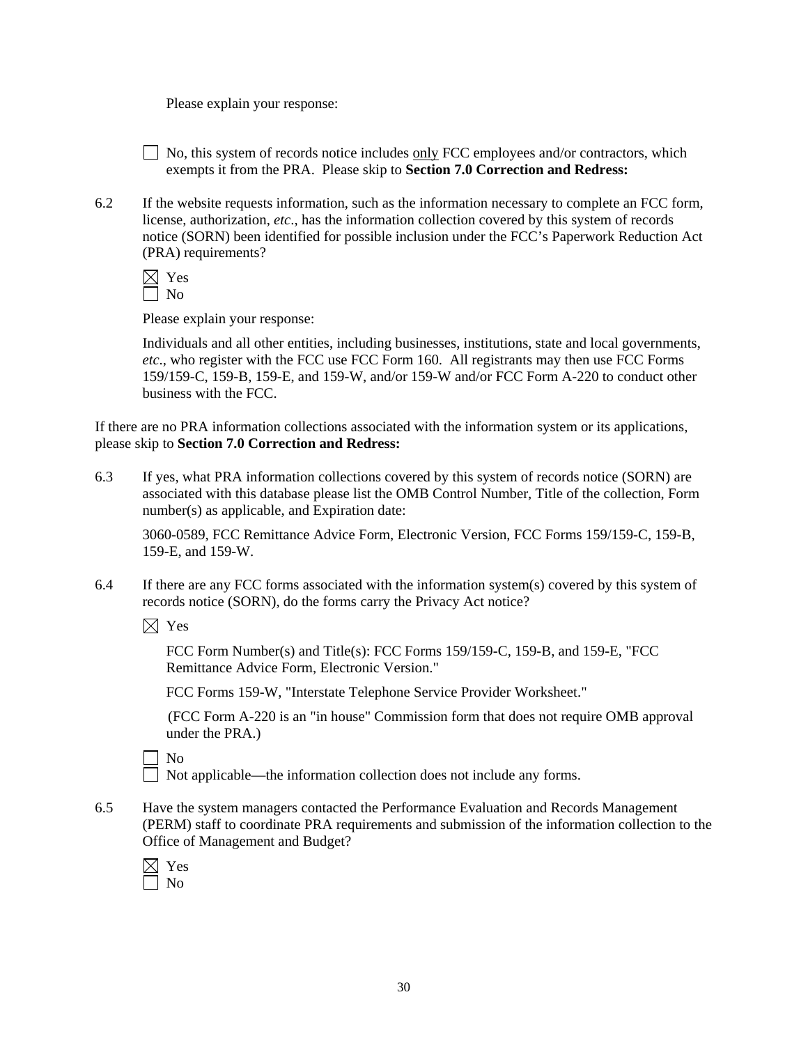Please explain your response:

☐ No, this system of records notice includes <u>only</u> FCC employees and/or contractors, which exempts it from the PRA. Please skip to **Section 7.0 Correction and Redress:**

6.2 If the website requests information, such as the information necessary to complete an FCC form, license, authorization, *etc*., has the information collection covered by this system of records notice (SORN) been identified for possible inclusion under the FCC's Paperwork Reduction Act (PRA) requirements?

☒ Yes
☐ No

Please explain your response:

Individuals and all other entities, including businesses, institutions, state and local governments, *etc*., who register with the FCC use FCC Form 160. All registrants may then use FCC Forms 159/159-C, 159-B, 159-E, and 159-W, and/or 159-W and/or FCC Form A-220 to conduct other business with the FCC.

If there are no PRA information collections associated with the information system or its applications, please skip to **Section 7.0 Correction and Redress:**

6.3 If yes, what PRA information collections covered by this system of records notice (SORN) are associated with this database please list the OMB Control Number, Title of the collection, Form number(s) as applicable, and Expiration date:

3060-0589, FCC Remittance Advice Form, Electronic Version, FCC Forms 159/159-C, 159-B, 159-E, and 159-W.

6.4 If there are any FCC forms associated with the information system(s) covered by this system of records notice (SORN), do the forms carry the Privacy Act notice?

☒ Yes

FCC Form Number(s) and Title(s): FCC Forms 159/159-C, 159-B, and 159-E, "FCC Remittance Advice Form, Electronic Version."

FCC Forms 159-W, "Interstate Telephone Service Provider Worksheet."

(FCC Form A-220 is an "in house" Commission form that does not require OMB approval under the PRA.)

☐ No
☐ Not applicable—the information collection does not include any forms.

6.5 Have the system managers contacted the Performance Evaluation and Records Management (PERM) staff to coordinate PRA requirements and submission of the information collection to the Office of Management and Budget?

☒ Yes
☐ No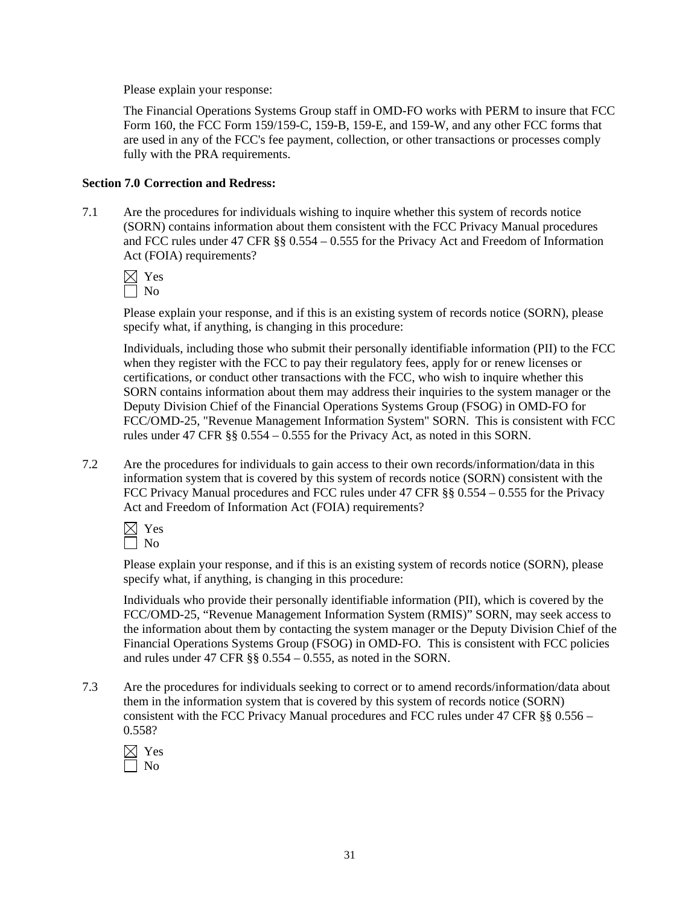Please explain your response:

The Financial Operations Systems Group staff in OMD-FO works with PERM to insure that FCC Form 160, the FCC Form 159/159-C, 159-B, 159-E, and 159-W, and any other FCC forms that are used in any of the FCC's fee payment, collection, or other transactions or processes comply fully with the PRA requirements.

**Section 7.0 Correction and Redress:**

7.1 Are the procedures for individuals wishing to inquire whether this system of records notice (SORN) contains information about them consistent with the FCC Privacy Manual procedures and FCC rules under 47 CFR §§ 0.554 – 0.555 for the Privacy Act and Freedom of Information Act (FOIA) requirements?

☒ Yes
☐ No

Please explain your response, and if this is an existing system of records notice (SORN), please specify what, if anything, is changing in this procedure:

Individuals, including those who submit their personally identifiable information (PII) to the FCC when they register with the FCC to pay their regulatory fees, apply for or renew licenses or certifications, or conduct other transactions with the FCC, who wish to inquire whether this SORN contains information about them may address their inquiries to the system manager or the Deputy Division Chief of the Financial Operations Systems Group (FSOG) in OMD-FO for FCC/OMD-25, "Revenue Management Information System" SORN. This is consistent with FCC rules under 47 CFR §§ 0.554 – 0.555 for the Privacy Act, as noted in this SORN.

7.2 Are the procedures for individuals to gain access to their own records/information/data in this information system that is covered by this system of records notice (SORN) consistent with the FCC Privacy Manual procedures and FCC rules under 47 CFR §§ 0.554 – 0.555 for the Privacy Act and Freedom of Information Act (FOIA) requirements?

☒ Yes
☐ No

Please explain your response, and if this is an existing system of records notice (SORN), please specify what, if anything, is changing in this procedure:

Individuals who provide their personally identifiable information (PII), which is covered by the FCC/OMD-25, "Revenue Management Information System (RMIS)" SORN, may seek access to the information about them by contacting the system manager or the Deputy Division Chief of the Financial Operations Systems Group (FSOG) in OMD-FO. This is consistent with FCC policies and rules under 47 CFR §§ 0.554 – 0.555, as noted in the SORN.

7.3 Are the procedures for individuals seeking to correct or to amend records/information/data about them in the information system that is covered by this system of records notice (SORN) consistent with the FCC Privacy Manual procedures and FCC rules under 47 CFR §§ 0.556 – 0.558?

☒ Yes
☐ No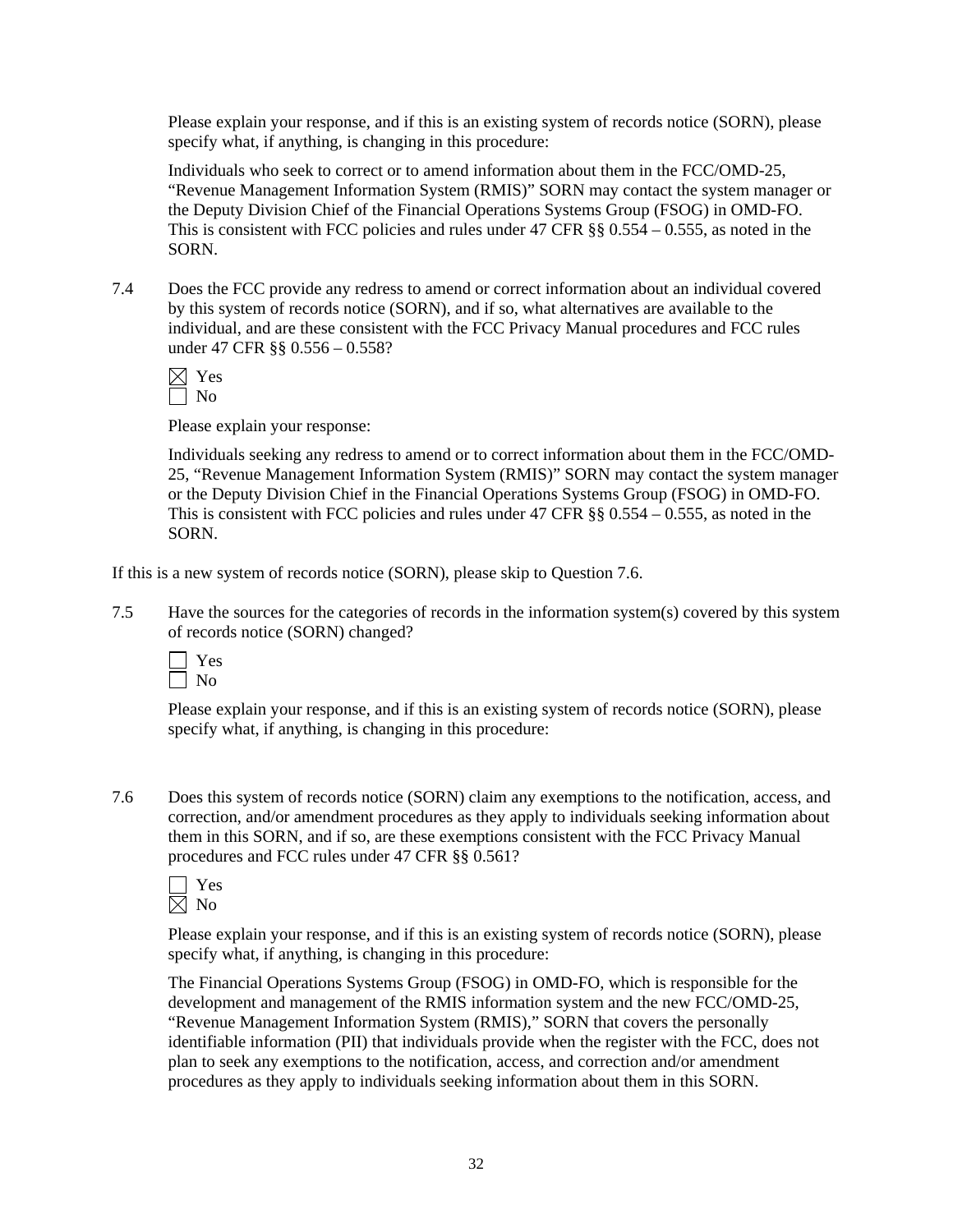Please explain your response, and if this is an existing system of records notice (SORN), please specify what, if anything, is changing in this procedure:

Individuals who seek to correct or to amend information about them in the FCC/OMD-25, “Revenue Management Information System (RMIS)” SORN may contact the system manager or the Deputy Division Chief of the Financial Operations Systems Group (FSOG) in OMD-FO. This is consistent with FCC policies and rules under 47 CFR §§ 0.554 – 0.555, as noted in the SORN.

7.4 Does the FCC provide any redress to amend or correct information about an individual covered by this system of records notice (SORN), and if so, what alternatives are available to the individual, and are these consistent with the FCC Privacy Manual procedures and FCC rules under 47 CFR §§ 0.556 – 0.558?

☒ Yes
☐ No

Please explain your response:

Individuals seeking any redress to amend or to correct information about them in the FCC/OMD-25, “Revenue Management Information System (RMIS)” SORN may contact the system manager or the Deputy Division Chief in the Financial Operations Systems Group (FSOG) in OMD-FO. This is consistent with FCC policies and rules under 47 CFR §§ 0.554 – 0.555, as noted in the SORN.

If this is a new system of records notice (SORN), please skip to Question 7.6.

7.5 Have the sources for the categories of records in the information system(s) covered by this system of records notice (SORN) changed?

☐ Yes
☐ No

Please explain your response, and if this is an existing system of records notice (SORN), please specify what, if anything, is changing in this procedure:

7.6 Does this system of records notice (SORN) claim any exemptions to the notification, access, and correction, and/or amendment procedures as they apply to individuals seeking information about them in this SORN, and if so, are these exemptions consistent with the FCC Privacy Manual procedures and FCC rules under 47 CFR §§ 0.561?

☐ Yes
☒ No

Please explain your response, and if this is an existing system of records notice (SORN), please specify what, if anything, is changing in this procedure:

The Financial Operations Systems Group (FSOG) in OMD-FO, which is responsible for the development and management of the RMIS information system and the new FCC/OMD-25, “Revenue Management Information System (RMIS),” SORN that covers the personally identifiable information (PII) that individuals provide when the register with the FCC, does not plan to seek any exemptions to the notification, access, and correction and/or amendment procedures as they apply to individuals seeking information about them in this SORN.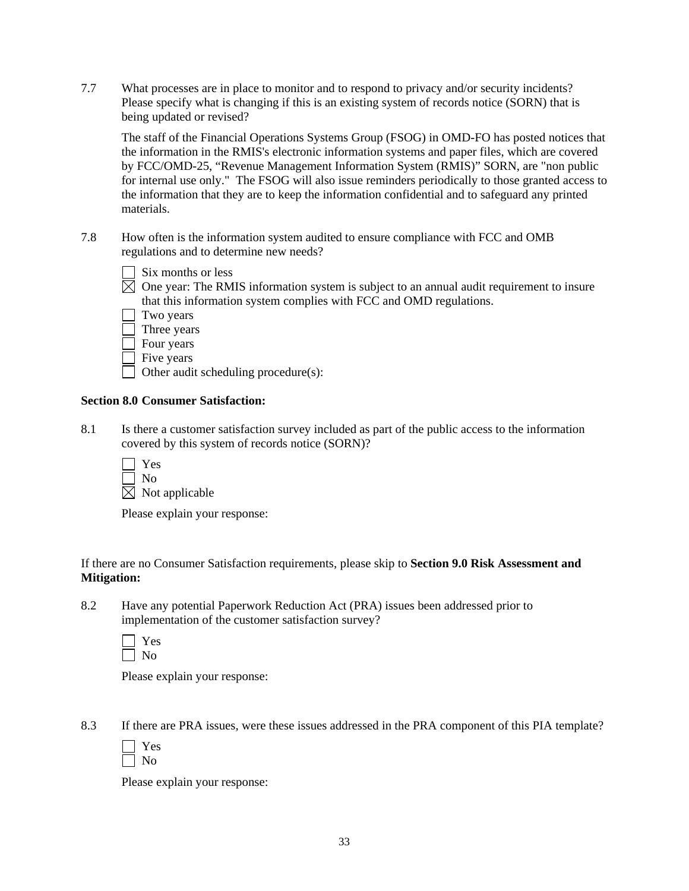7.7 What processes are in place to monitor and to respond to privacy and/or security incidents? Please specify what is changing if this is an existing system of records notice (SORN) that is being updated or revised?

The staff of the Financial Operations Systems Group (FSOG) in OMD-FO has posted notices that the information in the RMIS's electronic information systems and paper files, which are covered by FCC/OMD-25, "Revenue Management Information System (RMIS)" SORN, are "non public for internal use only." The FSOG will also issue reminders periodically to those granted access to the information that they are to keep the information confidential and to safeguard any printed materials.

7.8 How often is the information system audited to ensure compliance with FCC and OMB regulations and to determine new needs?

☐ Six months or less
☒ One year: The RMIS information system is subject to an annual audit requirement to insure that this information system complies with FCC and OMD regulations.
☐ Two years
☐ Three years
☐ Four years
☐ Five years
☐ Other audit scheduling procedure(s):

**Section 8.0 Consumer Satisfaction:**

8.1 Is there a customer satisfaction survey included as part of the public access to the information covered by this system of records notice (SORN)?

☐ Yes
☐ No
☒ Not applicable

Please explain your response:

If there are no Consumer Satisfaction requirements, please skip to **Section 9.0 Risk Assessment and Mitigation:**

8.2 Have any potential Paperwork Reduction Act (PRA) issues been addressed prior to implementation of the customer satisfaction survey?

☐ Yes
☐ No

Please explain your response:

8.3 If there are PRA issues, were these issues addressed in the PRA component of this PIA template?

☐ Yes
☐ No

Please explain your response: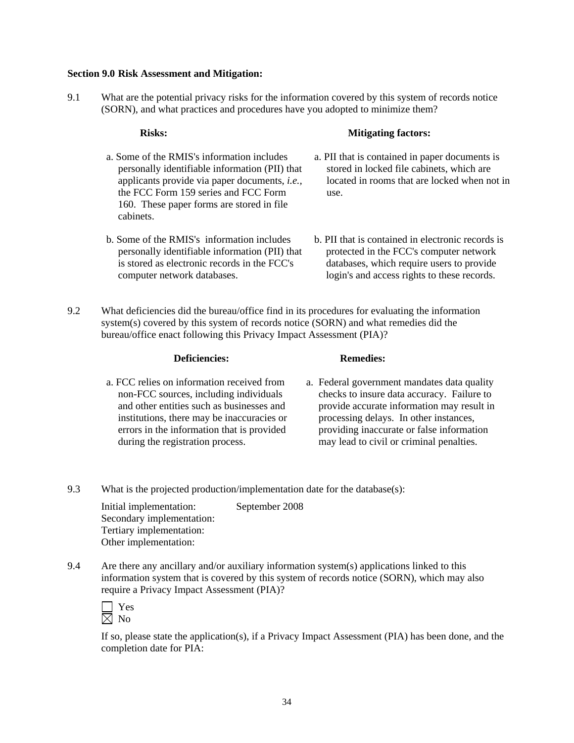**Section 9.0 Risk Assessment and Mitigation:**

9.1 What are the potential privacy risks for the information covered by this system of records notice (SORN), and what practices and procedures have you adopted to minimize them?

| **Risks:** | **Mitigating factors:** |
|---|---|
| a. Some of the RMIS's information includes personally identifiable information (PII) that applicants provide via paper documents, *i.e.*, the FCC Form 159 series and FCC Form 160. These paper forms are stored in file cabinets. | a. PII that is contained in paper documents is stored in locked file cabinets, which are located in rooms that are locked when not in use. |
| b. Some of the RMIS's information includes personally identifiable information (PII) that is stored as electronic records in the FCC's computer network databases. | b. PII that is contained in electronic records is protected in the FCC's computer network databases, which require users to provide login's and access rights to these records. |

9.2 What deficiencies did the bureau/office find in its procedures for evaluating the information system(s) covered by this system of records notice (SORN) and what remedies did the bureau/office enact following this Privacy Impact Assessment (PIA)?

| **Deficiencies:** | **Remedies:** |
|---|---|
| a. FCC relies on information received from non-FCC sources, including individuals and other entities such as businesses and institutions, there may be inaccuracies or errors in the information that is provided during the registration process. | a. Federal government mandates data quality checks to insure data accuracy. Failure to provide accurate information may result in processing delays. In other instances, providing inaccurate or false information may lead to civil or criminal penalties. |

9.3 What is the projected production/implementation date for the database(s):

Initial implementation: September 2008
Secondary implementation:
Tertiary implementation:
Other implementation:

9.4 Are there any ancillary and/or auxiliary information system(s) applications linked to this information system that is covered by this system of records notice (SORN), which may also require a Privacy Impact Assessment (PIA)?

☐ Yes
☒ No

If so, please state the application(s), if a Privacy Impact Assessment (PIA) has been done, and the completion date for PIA: